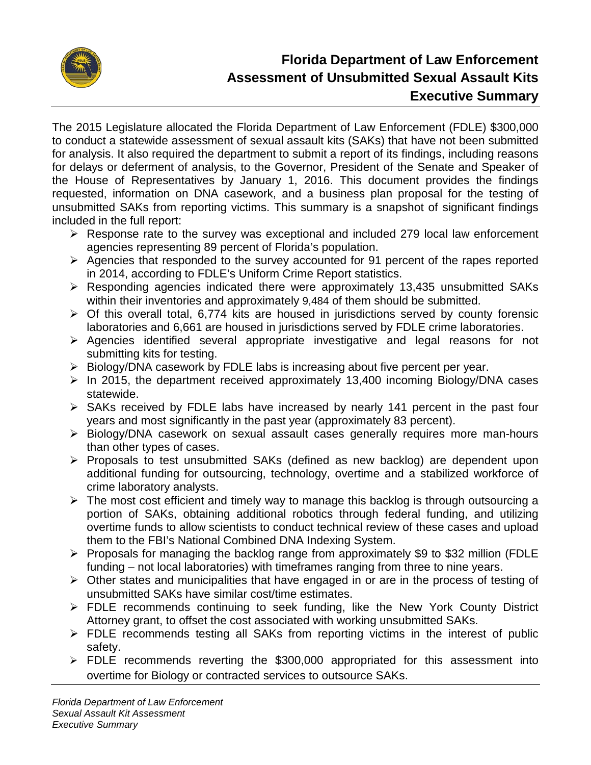# Florida Department of Law Enforcement
# Assessment of Unsubmitted Sexual Assault Kits
# Executive Summary

The 2015 Legislature allocated the Florida Department of Law Enforcement (FDLE) $300,000 to conduct a statewide assessment of sexual assault kits (SAKs) that have not been submitted for analysis. It also required the department to submit a report of its findings, including reasons for delays or deferment of analysis, to the Governor, President of the Senate and Speaker of the House of Representatives by January 1, 2016. This document provides the findings requested, information on DNA casework, and a business plan proposal for the testing of unsubmitted SAKs from reporting victims. This summary is a snapshot of significant findings included in the full report:

- Response rate to the survey was exceptional and included 279 local law enforcement agencies representing 89 percent of Florida's population.
- Agencies that responded to the survey accounted for 91 percent of the rapes reported in 2014, according to FDLE's Uniform Crime Report statistics.
- Responding agencies indicated there were approximately 13,435 unsubmitted SAKs within their inventories and approximately 9,484 of them should be submitted.
- Of this overall total, 6,774 kits are housed in jurisdictions served by county forensic laboratories and 6,661 are housed in jurisdictions served by FDLE crime laboratories.
- Agencies identified several appropriate investigative and legal reasons for not submitting kits for testing.
- Biology/DNA casework by FDLE labs is increasing about five percent per year.
- In 2015, the department received approximately 13,400 incoming Biology/DNA cases statewide.
- SAKs received by FDLE labs have increased by nearly 141 percent in the past four years and most significantly in the past year (approximately 83 percent).
- Biology/DNA casework on sexual assault cases generally requires more man-hours than other types of cases.
- Proposals to test unsubmitted SAKs (defined as new backlog) are dependent upon additional funding for outsourcing, technology, overtime and a stabilized workforce of crime laboratory analysts.
- The most cost efficient and timely way to manage this backlog is through outsourcing a portion of SAKs, obtaining additional robotics through federal funding, and utilizing overtime funds to allow scientists to conduct technical review of these cases and upload them to the FBI's National Combined DNA Indexing System.
- Proposals for managing the backlog range from approximately $9 to $32 million (FDLE funding – not local laboratories) with timeframes ranging from three to nine years.
- Other states and municipalities that have engaged in or are in the process of testing of unsubmitted SAKs have similar cost/time estimates.
- FDLE recommends continuing to seek funding, like the New York County District Attorney grant, to offset the cost associated with working unsubmitted SAKs.
- FDLE recommends testing all SAKs from reporting victims in the interest of public safety.
- FDLE recommends reverting the $300,000 appropriated for this assessment into overtime for Biology or contracted services to outsource SAKs.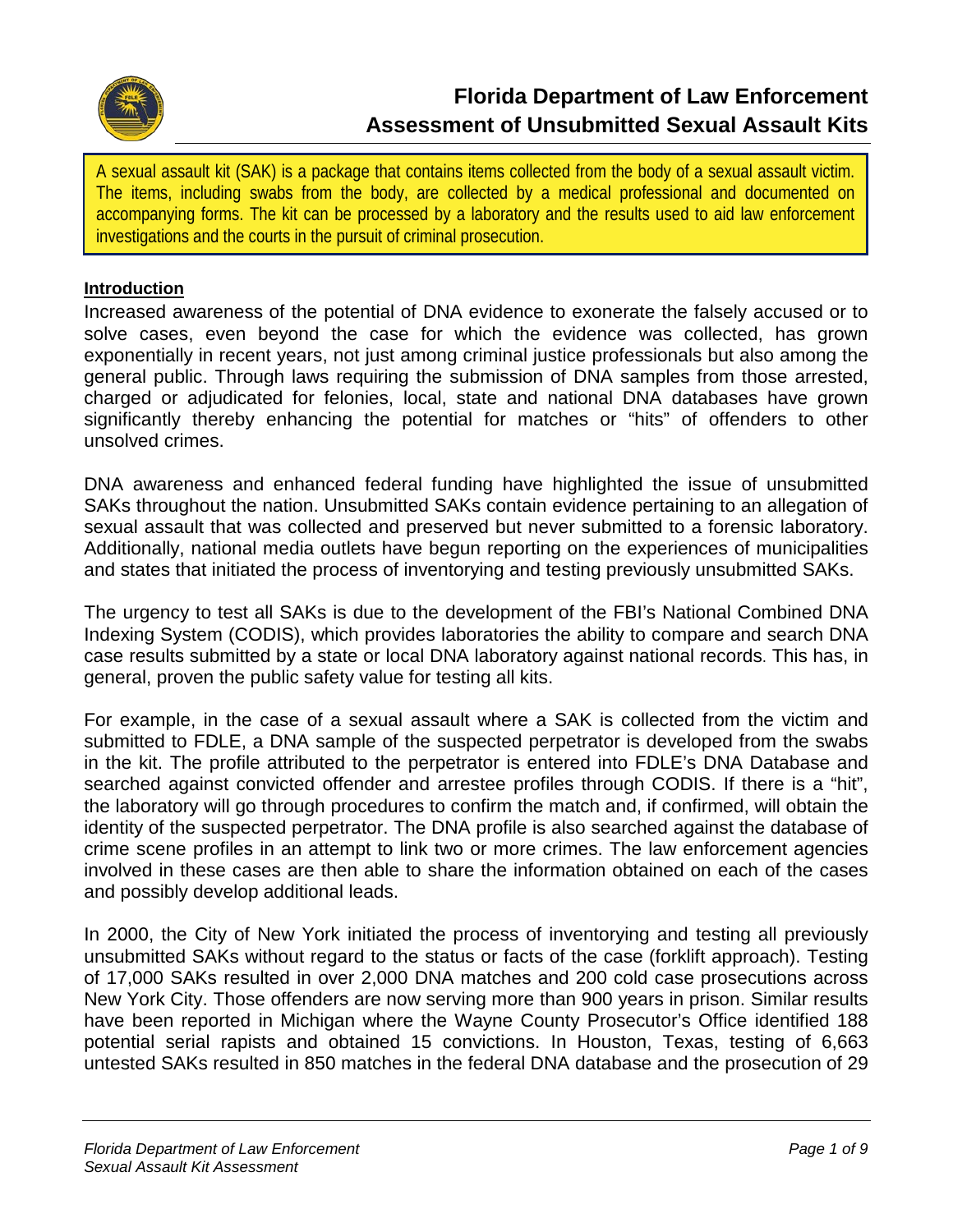# Florida Department of Law Enforcement
## Assessment of Unsubmitted Sexual Assault Kits

> A sexual assault kit (SAK) is a package that contains items collected from the body of a sexual assault victim. The items, including swabs from the body, are collected by a medical professional and documented on accompanying forms. The kit can be processed by a laboratory and the results used to aid law enforcement investigations and the courts in the pursuit of criminal prosecution.

**Introduction**

Increased awareness of the potential of DNA evidence to exonerate the falsely accused or to solve cases, even beyond the case for which the evidence was collected, has grown exponentially in recent years, not just among criminal justice professionals but also among the general public. Through laws requiring the submission of DNA samples from those arrested, charged or adjudicated for felonies, local, state and national DNA databases have grown significantly thereby enhancing the potential for matches or "hits" of offenders to other unsolved crimes.

DNA awareness and enhanced federal funding have highlighted the issue of unsubmitted SAKs throughout the nation. Unsubmitted SAKs contain evidence pertaining to an allegation of sexual assault that was collected and preserved but never submitted to a forensic laboratory. Additionally, national media outlets have begun reporting on the experiences of municipalities and states that initiated the process of inventorying and testing previously unsubmitted SAKs.

The urgency to test all SAKs is due to the development of the FBI's National Combined DNA Indexing System (CODIS), which provides laboratories the ability to compare and search DNA case results submitted by a state or local DNA laboratory against national records. This has, in general, proven the public safety value for testing all kits.

For example, in the case of a sexual assault where a SAK is collected from the victim and submitted to FDLE, a DNA sample of the suspected perpetrator is developed from the swabs in the kit. The profile attributed to the perpetrator is entered into FDLE's DNA Database and searched against convicted offender and arrestee profiles through CODIS. If there is a "hit", the laboratory will go through procedures to confirm the match and, if confirmed, will obtain the identity of the suspected perpetrator. The DNA profile is also searched against the database of crime scene profiles in an attempt to link two or more crimes. The law enforcement agencies involved in these cases are then able to share the information obtained on each of the cases and possibly develop additional leads.

In 2000, the City of New York initiated the process of inventorying and testing all previously unsubmitted SAKs without regard to the status or facts of the case (forklift approach). Testing of 17,000 SAKs resulted in over 2,000 DNA matches and 200 cold case prosecutions across New York City. Those offenders are now serving more than 900 years in prison. Similar results have been reported in Michigan where the Wayne County Prosecutor's Office identified 188 potential serial rapists and obtained 15 convictions. In Houston, Texas, testing of 6,663 untested SAKs resulted in 850 matches in the federal DNA database and the prosecution of 29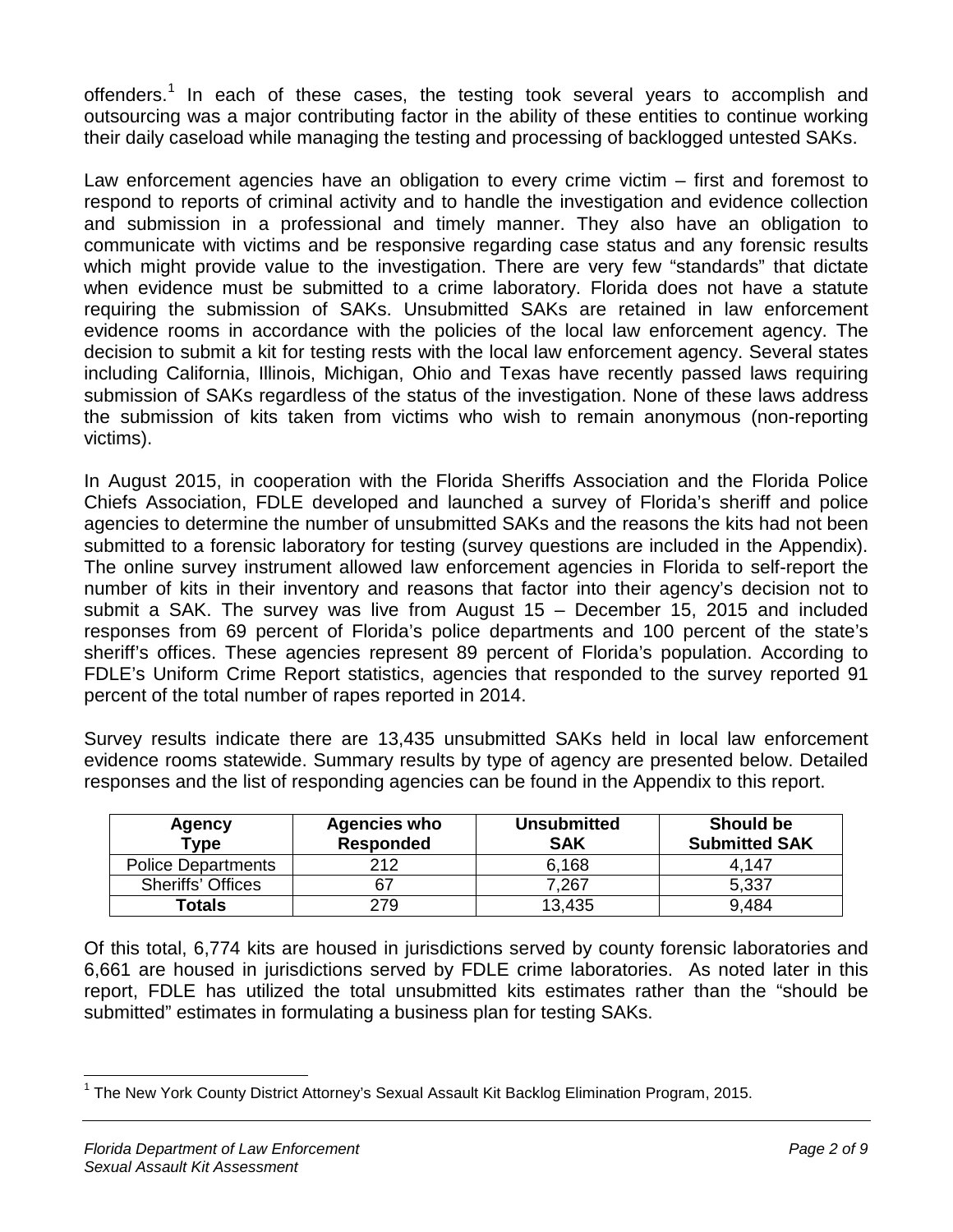offenders.[1] In each of these cases, the testing took several years to accomplish and outsourcing was a major contributing factor in the ability of these entities to continue working their daily caseload while managing the testing and processing of backlogged untested SAKs.

Law enforcement agencies have an obligation to every crime victim – first and foremost to respond to reports of criminal activity and to handle the investigation and evidence collection and submission in a professional and timely manner. They also have an obligation to communicate with victims and be responsive regarding case status and any forensic results which might provide value to the investigation. There are very few "standards" that dictate when evidence must be submitted to a crime laboratory. Florida does not have a statute requiring the submission of SAKs. Unsubmitted SAKs are retained in law enforcement evidence rooms in accordance with the policies of the local law enforcement agency. The decision to submit a kit for testing rests with the local law enforcement agency. Several states including California, Illinois, Michigan, Ohio and Texas have recently passed laws requiring submission of SAKs regardless of the status of the investigation. None of these laws address the submission of kits taken from victims who wish to remain anonymous (non-reporting victims).

In August 2015, in cooperation with the Florida Sheriffs Association and the Florida Police Chiefs Association, FDLE developed and launched a survey of Florida's sheriff and police agencies to determine the number of unsubmitted SAKs and the reasons the kits had not been submitted to a forensic laboratory for testing (survey questions are included in the Appendix). The online survey instrument allowed law enforcement agencies in Florida to self-report the number of kits in their inventory and reasons that factor into their agency's decision not to submit a SAK. The survey was live from August 15 – December 15, 2015 and included responses from 69 percent of Florida's police departments and 100 percent of the state's sheriff's offices. These agencies represent 89 percent of Florida's population. According to FDLE's Uniform Crime Report statistics, agencies that responded to the survey reported 91 percent of the total number of rapes reported in 2014.

Survey results indicate there are 13,435 unsubmitted SAKs held in local law enforcement evidence rooms statewide. Summary results by type of agency are presented below. Detailed responses and the list of responding agencies can be found in the Appendix to this report.

| Agency Type | Agencies who Responded | Unsubmitted SAK | Should be Submitted SAK |
|---|---|---|---|
| Police Departments | 212 | 6,168 | 4,147 |
| Sheriffs' Offices | 67 | 7,267 | 5,337 |
| **Totals** | 279 | 13,435 | 9,484 |

Of this total, 6,774 kits are housed in jurisdictions served by county forensic laboratories and 6,661 are housed in jurisdictions served by FDLE crime laboratories. As noted later in this report, FDLE has utilized the total unsubmitted kits estimates rather than the "should be submitted" estimates in formulating a business plan for testing SAKs.

[1] The New York County District Attorney's Sexual Assault Kit Backlog Elimination Program, 2015.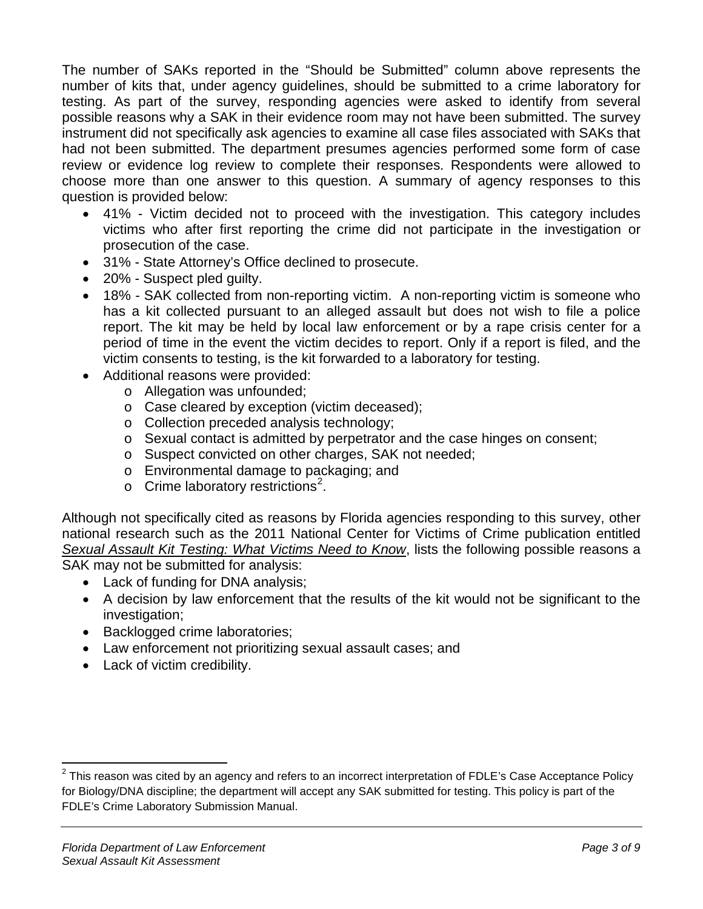The number of SAKs reported in the "Should be Submitted" column above represents the number of kits that, under agency guidelines, should be submitted to a crime laboratory for testing. As part of the survey, responding agencies were asked to identify from several possible reasons why a SAK in their evidence room may not have been submitted. The survey instrument did not specifically ask agencies to examine all case files associated with SAKs that had not been submitted. The department presumes agencies performed some form of case review or evidence log review to complete their responses. Respondents were allowed to choose more than one answer to this question. A summary of agency responses to this question is provided below:

- 41% - Victim decided not to proceed with the investigation. This category includes victims who after first reporting the crime did not participate in the investigation or prosecution of the case.
- 31% - State Attorney's Office declined to prosecute.
- 20% - Suspect pled guilty.
- 18% - SAK collected from non-reporting victim. A non-reporting victim is someone who has a kit collected pursuant to an alleged assault but does not wish to file a police report. The kit may be held by local law enforcement or by a rape crisis center for a period of time in the event the victim decides to report. Only if a report is filed, and the victim consents to testing, is the kit forwarded to a laboratory for testing.
- Additional reasons were provided:
  - Allegation was unfounded;
  - Case cleared by exception (victim deceased);
  - Collection preceded analysis technology;
  - Sexual contact is admitted by perpetrator and the case hinges on consent;
  - Suspect convicted on other charges, SAK not needed;
  - Environmental damage to packaging; and
  - Crime laboratory restrictions[2].

Although not specifically cited as reasons by Florida agencies responding to this survey, other national research such as the 2011 National Center for Victims of Crime publication entitled *Sexual Assault Kit Testing: What Victims Need to Know*, lists the following possible reasons a SAK may not be submitted for analysis:

- Lack of funding for DNA analysis;
- A decision by law enforcement that the results of the kit would not be significant to the investigation;
- Backlogged crime laboratories;
- Law enforcement not prioritizing sexual assault cases; and
- Lack of victim credibility.

[2] This reason was cited by an agency and refers to an incorrect interpretation of FDLE's Case Acceptance Policy for Biology/DNA discipline; the department will accept any SAK submitted for testing. This policy is part of the FDLE's Crime Laboratory Submission Manual.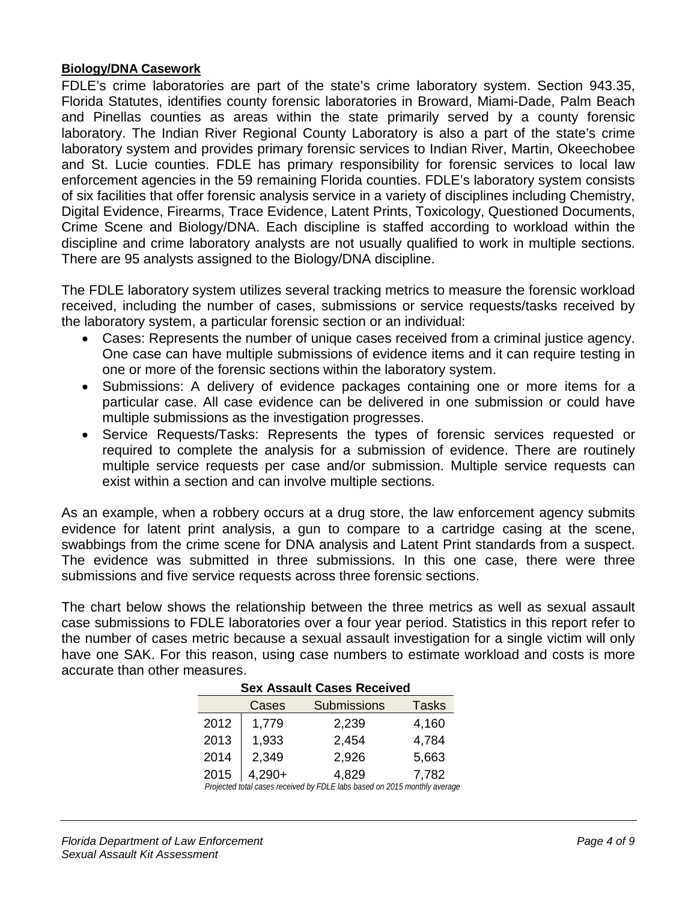**Biology/DNA Casework**

FDLE's crime laboratories are part of the state's crime laboratory system. Section 943.35, Florida Statutes, identifies county forensic laboratories in Broward, Miami-Dade, Palm Beach and Pinellas counties as areas within the state primarily served by a county forensic laboratory. The Indian River Regional County Laboratory is also a part of the state's crime laboratory system and provides primary forensic services to Indian River, Martin, Okeechobee and St. Lucie counties. FDLE has primary responsibility for forensic services to local law enforcement agencies in the 59 remaining Florida counties. FDLE's laboratory system consists of six facilities that offer forensic analysis service in a variety of disciplines including Chemistry, Digital Evidence, Firearms, Trace Evidence, Latent Prints, Toxicology, Questioned Documents, Crime Scene and Biology/DNA. Each discipline is staffed according to workload within the discipline and crime laboratory analysts are not usually qualified to work in multiple sections. There are 95 analysts assigned to the Biology/DNA discipline.

The FDLE laboratory system utilizes several tracking metrics to measure the forensic workload received, including the number of cases, submissions or service requests/tasks received by the laboratory system, a particular forensic section or an individual:

- Cases: Represents the number of unique cases received from a criminal justice agency. One case can have multiple submissions of evidence items and it can require testing in one or more of the forensic sections within the laboratory system.
- Submissions: A delivery of evidence packages containing one or more items for a particular case. All case evidence can be delivered in one submission or could have multiple submissions as the investigation progresses.
- Service Requests/Tasks: Represents the types of forensic services requested or required to complete the analysis for a submission of evidence. There are routinely multiple service requests per case and/or submission. Multiple service requests can exist within a section and can involve multiple sections.

As an example, when a robbery occurs at a drug store, the law enforcement agency submits evidence for latent print analysis, a gun to compare to a cartridge casing at the scene, swabbings from the crime scene for DNA analysis and Latent Print standards from a suspect. The evidence was submitted in three submissions. In this one case, there were three submissions and five service requests across three forensic sections.

The chart below shows the relationship between the three metrics as well as sexual assault case submissions to FDLE laboratories over a four year period. Statistics in this report refer to the number of cases metric because a sexual assault investigation for a single victim will only have one SAK. For this reason, using case numbers to estimate workload and costs is more accurate than other measures.

**Sex Assault Cases Received**

| | Cases | Submissions | Tasks |
|---|---|---|---|
| 2012 | 1,779 | 2,239 | 4,160 |
| 2013 | 1,933 | 2,454 | 4,784 |
| 2014 | 2,349 | 2,926 | 5,663 |
| 2015 | 4,290+ | 4,829 | 7,782 |

*Projected total cases received by FDLE labs based on 2015 monthly average*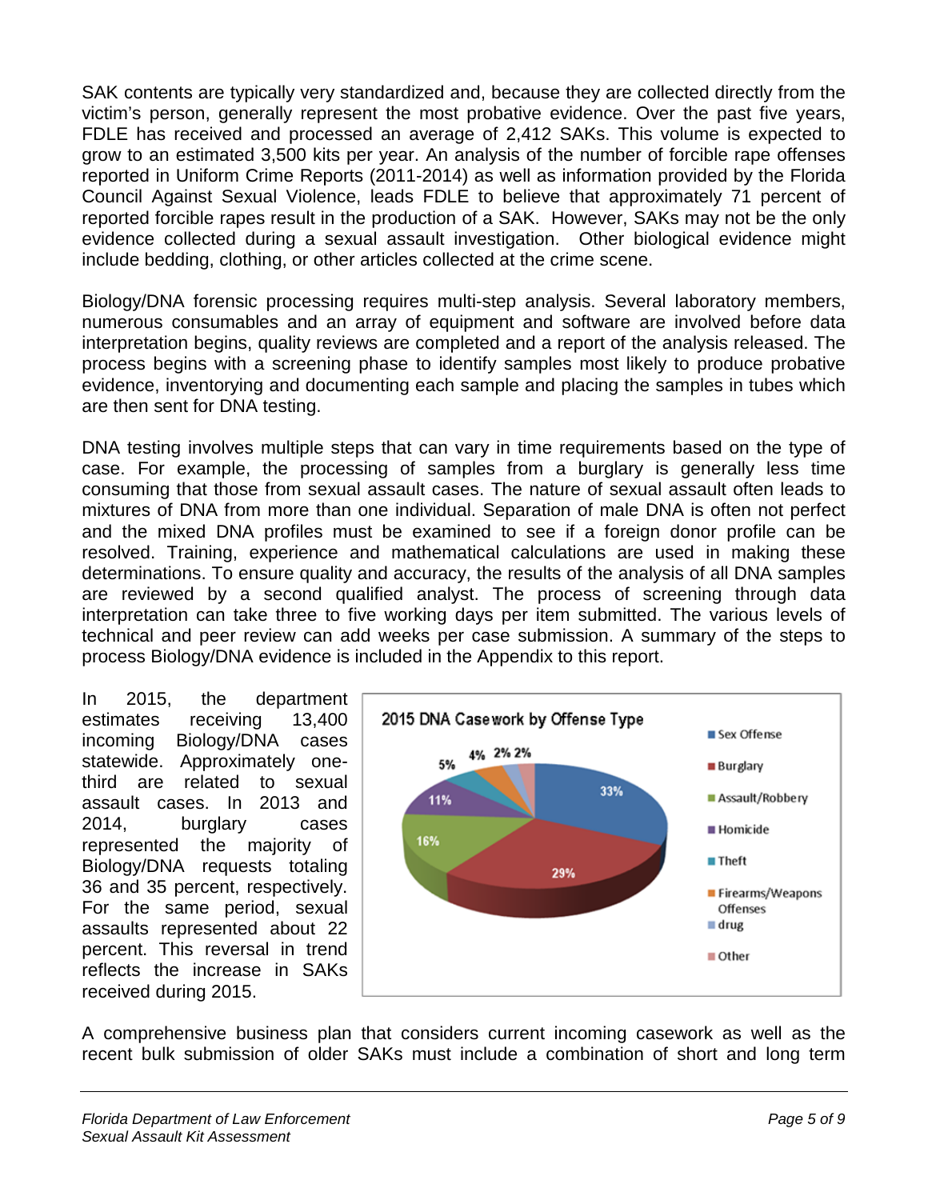SAK contents are typically very standardized and, because they are collected directly from the victim's person, generally represent the most probative evidence. Over the past five years, FDLE has received and processed an average of 2,412 SAKs. This volume is expected to grow to an estimated 3,500 kits per year. An analysis of the number of forcible rape offenses reported in Uniform Crime Reports (2011-2014) as well as information provided by the Florida Council Against Sexual Violence, leads FDLE to believe that approximately 71 percent of reported forcible rapes result in the production of a SAK. However, SAKs may not be the only evidence collected during a sexual assault investigation. Other biological evidence might include bedding, clothing, or other articles collected at the crime scene.

Biology/DNA forensic processing requires multi-step analysis. Several laboratory members, numerous consumables and an array of equipment and software are involved before data interpretation begins, quality reviews are completed and a report of the analysis released. The process begins with a screening phase to identify samples most likely to produce probative evidence, inventorying and documenting each sample and placing the samples in tubes which are then sent for DNA testing.

DNA testing involves multiple steps that can vary in time requirements based on the type of case. For example, the processing of samples from a burglary is generally less time consuming that those from sexual assault cases. The nature of sexual assault often leads to mixtures of DNA from more than one individual. Separation of male DNA is often not perfect and the mixed DNA profiles must be examined to see if a foreign donor profile can be resolved. Training, experience and mathematical calculations are used in making these determinations. To ensure quality and accuracy, the results of the analysis of all DNA samples are reviewed by a second qualified analyst. The process of screening through data interpretation can take three to five working days per item submitted. The various levels of technical and peer review can add weeks per case submission. A summary of the steps to process Biology/DNA evidence is included in the Appendix to this report.

In 2015, the department estimates receiving 13,400 incoming Biology/DNA cases statewide. Approximately one-third are related to sexual assault cases. In 2013 and 2014, burglary cases represented the majority of Biology/DNA requests totaling 36 and 35 percent, respectively. For the same period, sexual assaults represented about 22 percent. This reversal in trend reflects the increase in SAKs received during 2015.

**2015 DNA Casework by Offense Type**

| Offense Type | Percent |
|---|---|
| Sex Offense | 33% |
| Burglary | 29% |
| Assault/Robbery | 16% |
| Homicide | 11% |
| Theft | 5% |
| Firearms/Weapons Offenses | 4% |
| drug | 2% |
| Other | 2% |

A comprehensive business plan that considers current incoming casework as well as the recent bulk submission of older SAKs must include a combination of short and long term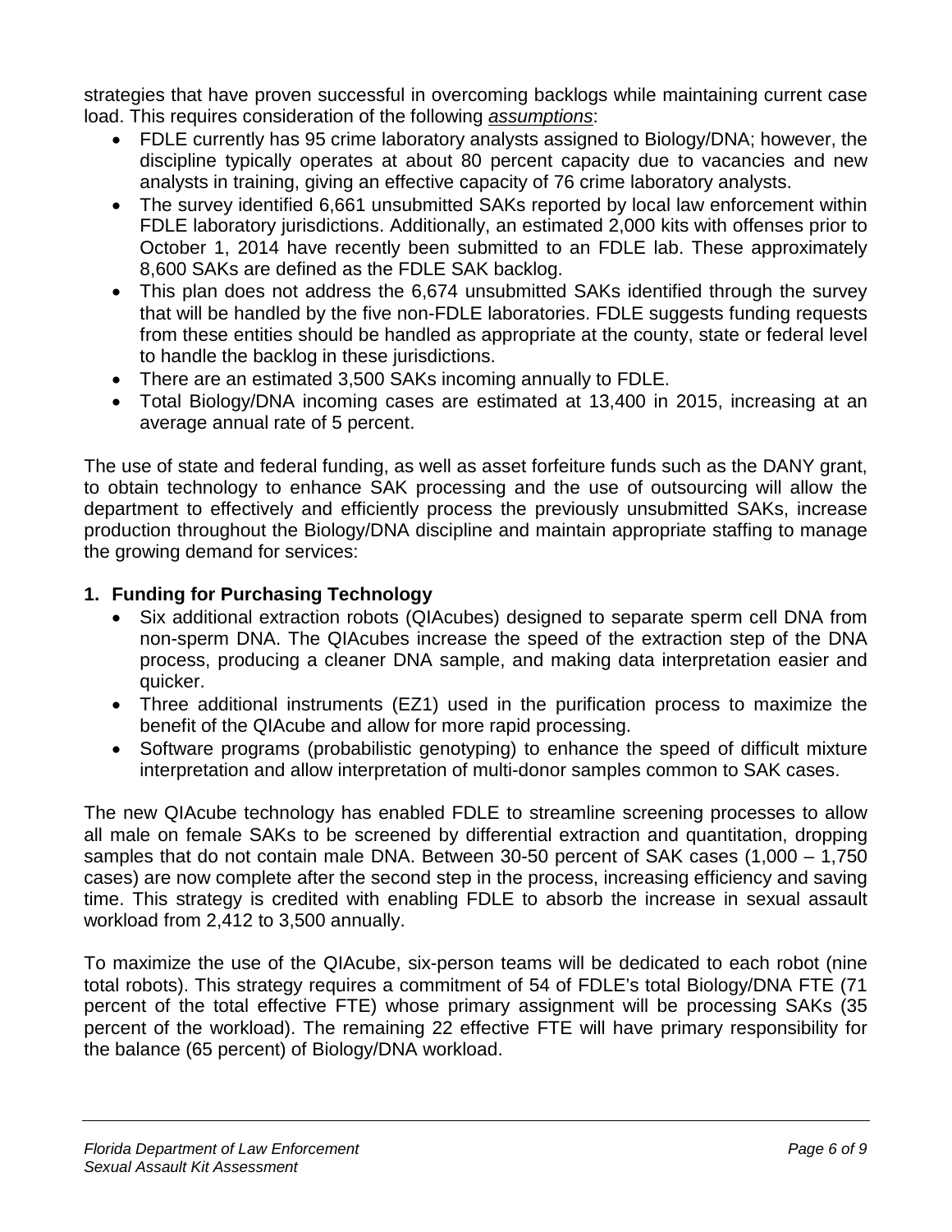strategies that have proven successful in overcoming backlogs while maintaining current case load. This requires consideration of the following *assumptions*:

- FDLE currently has 95 crime laboratory analysts assigned to Biology/DNA; however, the discipline typically operates at about 80 percent capacity due to vacancies and new analysts in training, giving an effective capacity of 76 crime laboratory analysts.
- The survey identified 6,661 unsubmitted SAKs reported by local law enforcement within FDLE laboratory jurisdictions. Additionally, an estimated 2,000 kits with offenses prior to October 1, 2014 have recently been submitted to an FDLE lab. These approximately 8,600 SAKs are defined as the FDLE SAK backlog.
- This plan does not address the 6,674 unsubmitted SAKs identified through the survey that will be handled by the five non-FDLE laboratories. FDLE suggests funding requests from these entities should be handled as appropriate at the county, state or federal level to handle the backlog in these jurisdictions.
- There are an estimated 3,500 SAKs incoming annually to FDLE.
- Total Biology/DNA incoming cases are estimated at 13,400 in 2015, increasing at an average annual rate of 5 percent.

The use of state and federal funding, as well as asset forfeiture funds such as the DANY grant, to obtain technology to enhance SAK processing and the use of outsourcing will allow the department to effectively and efficiently process the previously unsubmitted SAKs, increase production throughout the Biology/DNA discipline and maintain appropriate staffing to manage the growing demand for services:

**1. Funding for Purchasing Technology**

- Six additional extraction robots (QIAcubes) designed to separate sperm cell DNA from non-sperm DNA. The QIAcubes increase the speed of the extraction step of the DNA process, producing a cleaner DNA sample, and making data interpretation easier and quicker.
- Three additional instruments (EZ1) used in the purification process to maximize the benefit of the QIAcube and allow for more rapid processing.
- Software programs (probabilistic genotyping) to enhance the speed of difficult mixture interpretation and allow interpretation of multi-donor samples common to SAK cases.

The new QIAcube technology has enabled FDLE to streamline screening processes to allow all male on female SAKs to be screened by differential extraction and quantitation, dropping samples that do not contain male DNA. Between 30-50 percent of SAK cases (1,000 – 1,750 cases) are now complete after the second step in the process, increasing efficiency and saving time. This strategy is credited with enabling FDLE to absorb the increase in sexual assault workload from 2,412 to 3,500 annually.

To maximize the use of the QIAcube, six-person teams will be dedicated to each robot (nine total robots). This strategy requires a commitment of 54 of FDLE's total Biology/DNA FTE (71 percent of the total effective FTE) whose primary assignment will be processing SAKs (35 percent of the workload). The remaining 22 effective FTE will have primary responsibility for the balance (65 percent) of Biology/DNA workload.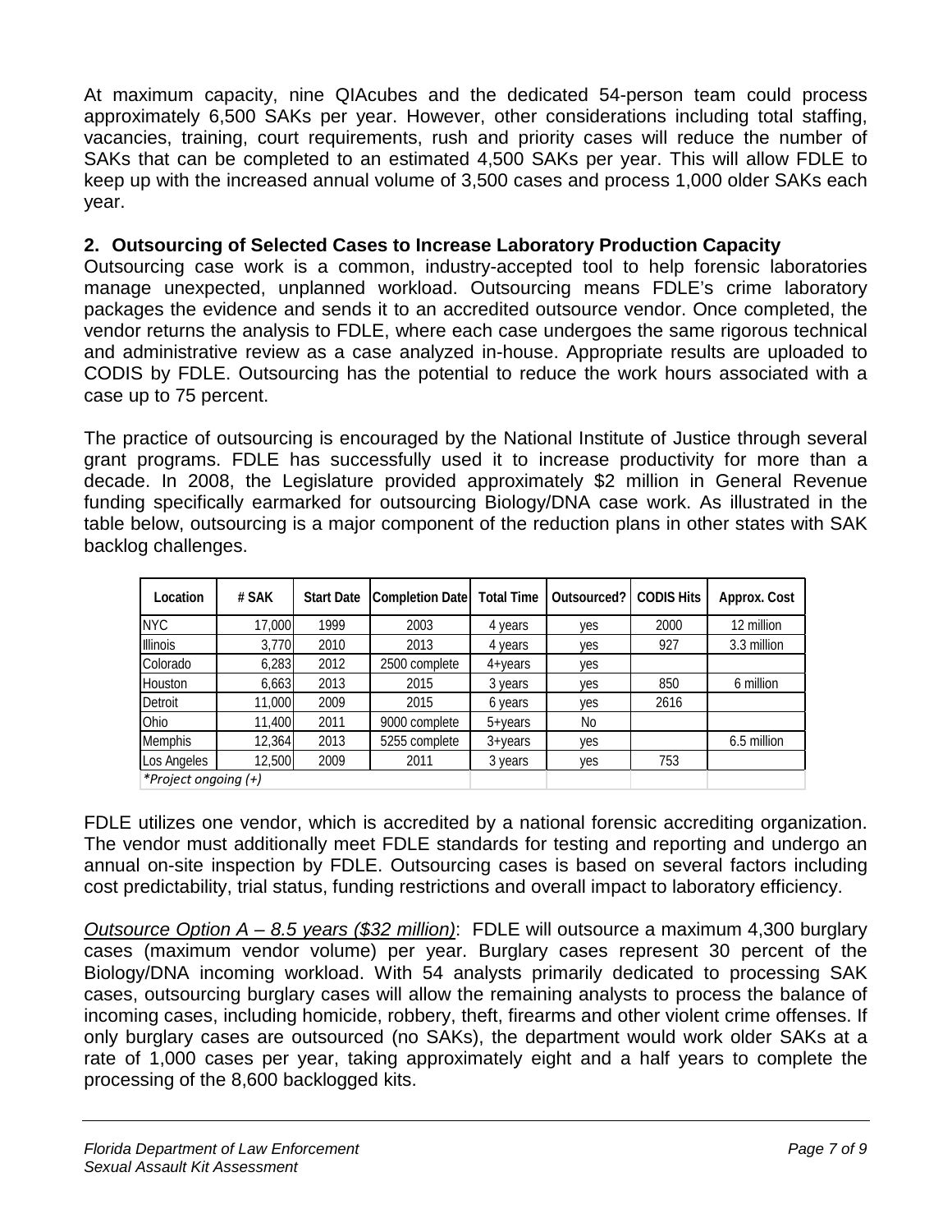At maximum capacity, nine QIAcubes and the dedicated 54-person team could process approximately 6,500 SAKs per year. However, other considerations including total staffing, vacancies, training, court requirements, rush and priority cases will reduce the number of SAKs that can be completed to an estimated 4,500 SAKs per year. This will allow FDLE to keep up with the increased annual volume of 3,500 cases and process 1,000 older SAKs each year.

**2. Outsourcing of Selected Cases to Increase Laboratory Production Capacity**

Outsourcing case work is a common, industry-accepted tool to help forensic laboratories manage unexpected, unplanned workload. Outsourcing means FDLE's crime laboratory packages the evidence and sends it to an accredited outsource vendor. Once completed, the vendor returns the analysis to FDLE, where each case undergoes the same rigorous technical and administrative review as a case analyzed in-house. Appropriate results are uploaded to CODIS by FDLE. Outsourcing has the potential to reduce the work hours associated with a case up to 75 percent.

The practice of outsourcing is encouraged by the National Institute of Justice through several grant programs. FDLE has successfully used it to increase productivity for more than a decade. In 2008, the Legislature provided approximately $2 million in General Revenue funding specifically earmarked for outsourcing Biology/DNA case work. As illustrated in the table below, outsourcing is a major component of the reduction plans in other states with SAK backlog challenges.

| Location | # SAK | Start Date | Completion Date | Total Time | Outsourced? | CODIS Hits | Approx. Cost |
|---|---|---|---|---|---|---|---|
| NYC | 17,000 | 1999 | 2003 | 4 years | yes | 2000 | 12 million |
| Illinois | 3,770 | 2010 | 2013 | 4 years | yes | 927 | 3.3 million |
| Colorado | 6,283 | 2012 | 2500 complete | 4+years | yes | | |
| Houston | 6,663 | 2013 | 2015 | 3 years | yes | 850 | 6 million |
| Detroit | 11,000 | 2009 | 2015 | 6 years | yes | 2616 | |
| Ohio | 11,400 | 2011 | 9000 complete | 5+years | No | | |
| Memphis | 12,364 | 2013 | 5255 complete | 3+years | yes | | 6.5 million |
| Los Angeles | 12,500 | 2009 | 2011 | 3 years | yes | 753 | |
| *\*Project ongoing (+)* | | | | | | | |

FDLE utilizes one vendor, which is accredited by a national forensic accrediting organization. The vendor must additionally meet FDLE standards for testing and reporting and undergo an annual on-site inspection by FDLE. Outsourcing cases is based on several factors including cost predictability, trial status, funding restrictions and overall impact to laboratory efficiency.

<u>*Outsource Option A – 8.5 years ($32 million)*</u>: FDLE will outsource a maximum 4,300 burglary cases (maximum vendor volume) per year. Burglary cases represent 30 percent of the Biology/DNA incoming workload. With 54 analysts primarily dedicated to processing SAK cases, outsourcing burglary cases will allow the remaining analysts to process the balance of incoming cases, including homicide, robbery, theft, firearms and other violent crime offenses. If only burglary cases are outsourced (no SAKs), the department would work older SAKs at a rate of 1,000 cases per year, taking approximately eight and a half years to complete the processing of the 8,600 backlogged kits.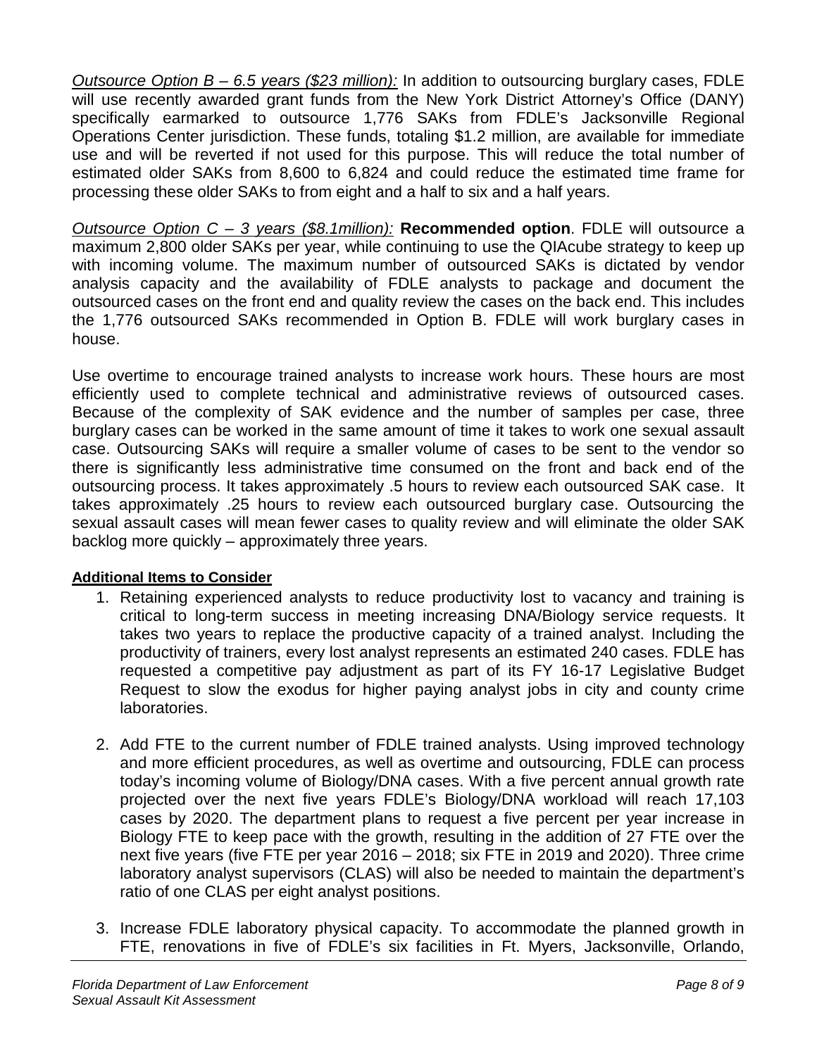*<u>Outsource Option B – 6.5 years ($23 million):</u>* In addition to outsourcing burglary cases, FDLE will use recently awarded grant funds from the New York District Attorney's Office (DANY) specifically earmarked to outsource 1,776 SAKs from FDLE's Jacksonville Regional Operations Center jurisdiction. These funds, totaling $1.2 million, are available for immediate use and will be reverted if not used for this purpose. This will reduce the total number of estimated older SAKs from 8,600 to 6,824 and could reduce the estimated time frame for processing these older SAKs to from eight and a half to six and a half years.

*<u>Outsource Option C – 3 years ($8.1million):</u>* **Recommended option**. FDLE will outsource a maximum 2,800 older SAKs per year, while continuing to use the QIAcube strategy to keep up with incoming volume. The maximum number of outsourced SAKs is dictated by vendor analysis capacity and the availability of FDLE analysts to package and document the outsourced cases on the front end and quality review the cases on the back end. This includes the 1,776 outsourced SAKs recommended in Option B. FDLE will work burglary cases in house.

Use overtime to encourage trained analysts to increase work hours. These hours are most efficiently used to complete technical and administrative reviews of outsourced cases. Because of the complexity of SAK evidence and the number of samples per case, three burglary cases can be worked in the same amount of time it takes to work one sexual assault case. Outsourcing SAKs will require a smaller volume of cases to be sent to the vendor so there is significantly less administrative time consumed on the front and back end of the outsourcing process. It takes approximately .5 hours to review each outsourced SAK case. It takes approximately .25 hours to review each outsourced burglary case. Outsourcing the sexual assault cases will mean fewer cases to quality review and will eliminate the older SAK backlog more quickly – approximately three years.

**<u>Additional Items to Consider</u>**

1. Retaining experienced analysts to reduce productivity lost to vacancy and training is critical to long-term success in meeting increasing DNA/Biology service requests. It takes two years to replace the productive capacity of a trained analyst. Including the productivity of trainers, every lost analyst represents an estimated 240 cases. FDLE has requested a competitive pay adjustment as part of its FY 16-17 Legislative Budget Request to slow the exodus for higher paying analyst jobs in city and county crime laboratories.

2. Add FTE to the current number of FDLE trained analysts. Using improved technology and more efficient procedures, as well as overtime and outsourcing, FDLE can process today's incoming volume of Biology/DNA cases. With a five percent annual growth rate projected over the next five years FDLE's Biology/DNA workload will reach 17,103 cases by 2020. The department plans to request a five percent per year increase in Biology FTE to keep pace with the growth, resulting in the addition of 27 FTE over the next five years (five FTE per year 2016 – 2018; six FTE in 2019 and 2020). Three crime laboratory analyst supervisors (CLAS) will also be needed to maintain the department's ratio of one CLAS per eight analyst positions.

3. Increase FDLE laboratory physical capacity. To accommodate the planned growth in FTE, renovations in five of FDLE's six facilities in Ft. Myers, Jacksonville, Orlando,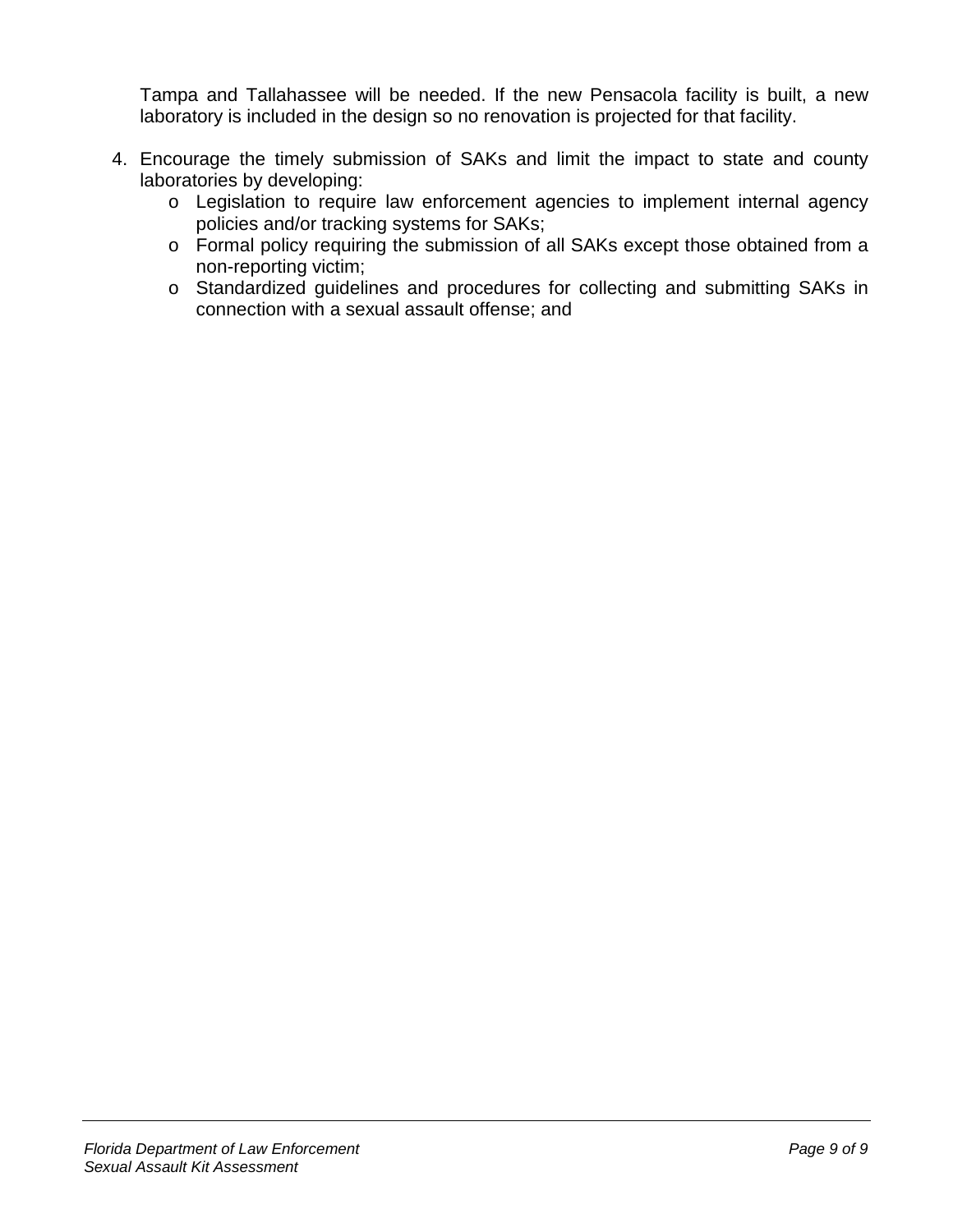Tampa and Tallahassee will be needed. If the new Pensacola facility is built, a new laboratory is included in the design so no renovation is projected for that facility.

4. Encourage the timely submission of SAKs and limit the impact to state and county laboratories by developing:
   - Legislation to require law enforcement agencies to implement internal agency policies and/or tracking systems for SAKs;
   - Formal policy requiring the submission of all SAKs except those obtained from a non-reporting victim;
   - Standardized guidelines and procedures for collecting and submitting SAKs in connection with a sexual assault offense; and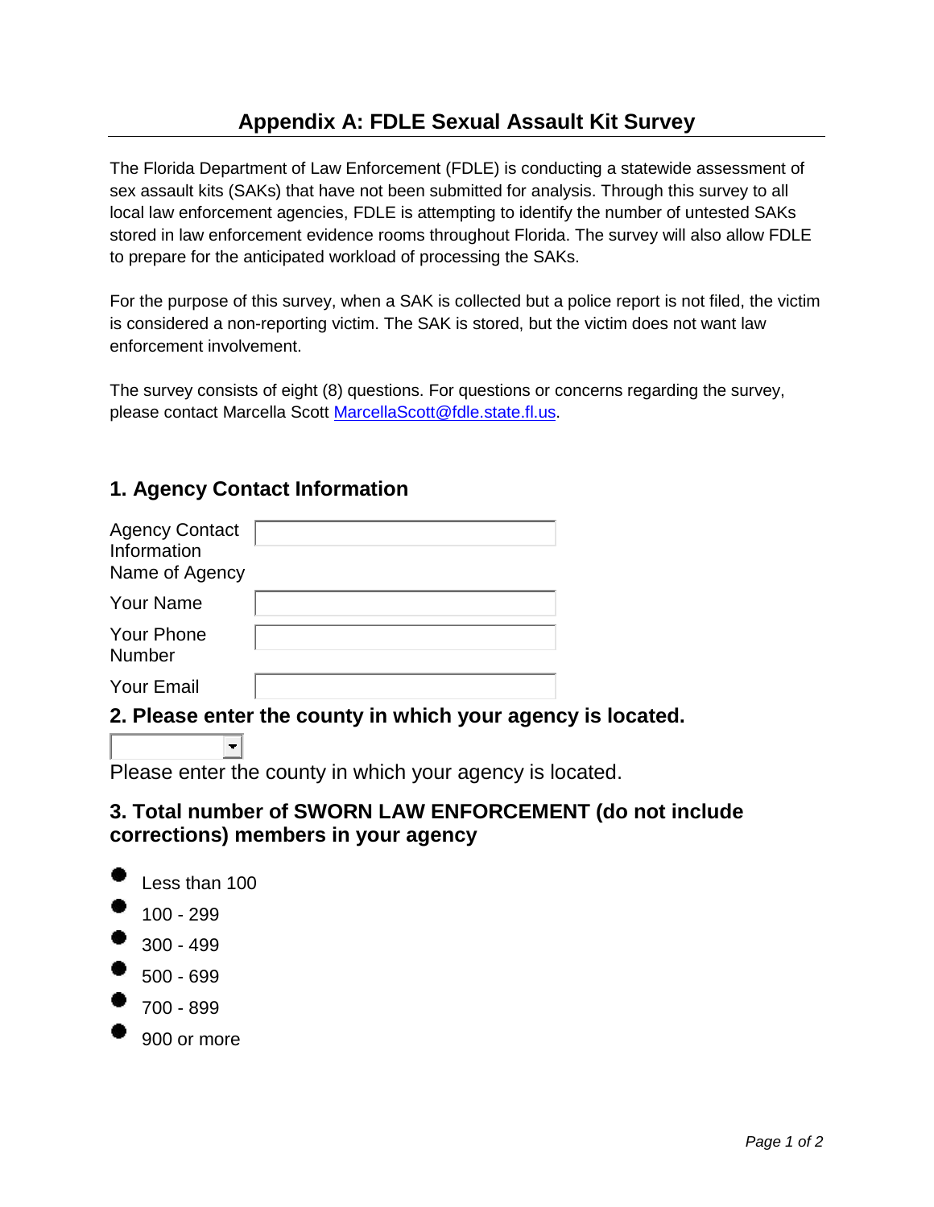# Appendix A: FDLE Sexual Assault Kit Survey

The Florida Department of Law Enforcement (FDLE) is conducting a statewide assessment of sex assault kits (SAKs) that have not been submitted for analysis. Through this survey to all local law enforcement agencies, FDLE is attempting to identify the number of untested SAKs stored in law enforcement evidence rooms throughout Florida. The survey will also allow FDLE to prepare for the anticipated workload of processing the SAKs.

For the purpose of this survey, when a SAK is collected but a police report is not filed, the victim is considered a non-reporting victim. The SAK is stored, but the victim does not want law enforcement involvement.

The survey consists of eight (8) questions. For questions or concerns regarding the survey, please contact Marcella Scott MarcellaScott@fdle.state.fl.us.

## 1. Agency Contact Information

| | |
|---|---|
| Agency Contact Information Name of Agency | |
| Your Name | |
| Your Phone Number | |
| Your Email | |

## 2. Please enter the county in which your agency is located.

Please enter the county in which your agency is located.

## 3. Total number of SWORN LAW ENFORCEMENT (do not include corrections) members in your agency

- Less than 100
- 100 - 299
- 300 - 499
- 500 - 699
- 700 - 899
- 900 or more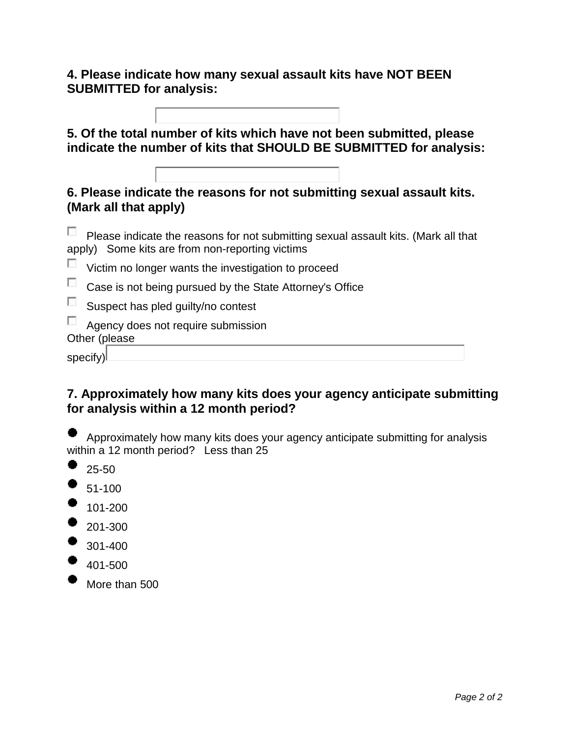**4. Please indicate how many sexual assault kits have NOT BEEN SUBMITTED for analysis:**

\_\_\_\_\_\_\_\_\_\_\_\_\_\_\_\_

**5. Of the total number of kits which have not been submitted, please indicate the number of kits that SHOULD BE SUBMITTED for analysis:**

\_\_\_\_\_\_\_\_\_\_\_\_\_\_\_\_

**6. Please indicate the reasons for not submitting sexual assault kits. (Mark all that apply)**

- ☐ Please indicate the reasons for not submitting sexual assault kits. (Mark all that apply) Some kits are from non-reporting victims
- ☐ Victim no longer wants the investigation to proceed
- ☐ Case is not being pursued by the State Attorney's Office
- ☐ Suspect has pled guilty/no contest
- ☐ Agency does not require submission

Other (please specify) \_\_\_\_\_\_\_\_\_\_\_\_\_\_\_\_

**7. Approximately how many kits does your agency anticipate submitting for analysis within a 12 month period?**

- ● Approximately how many kits does your agency anticipate submitting for analysis within a 12 month period? Less than 25
- ● 25-50
- ● 51-100
- ● 101-200
- ● 201-300
- ● 301-400
- ● 401-500
- ● More than 500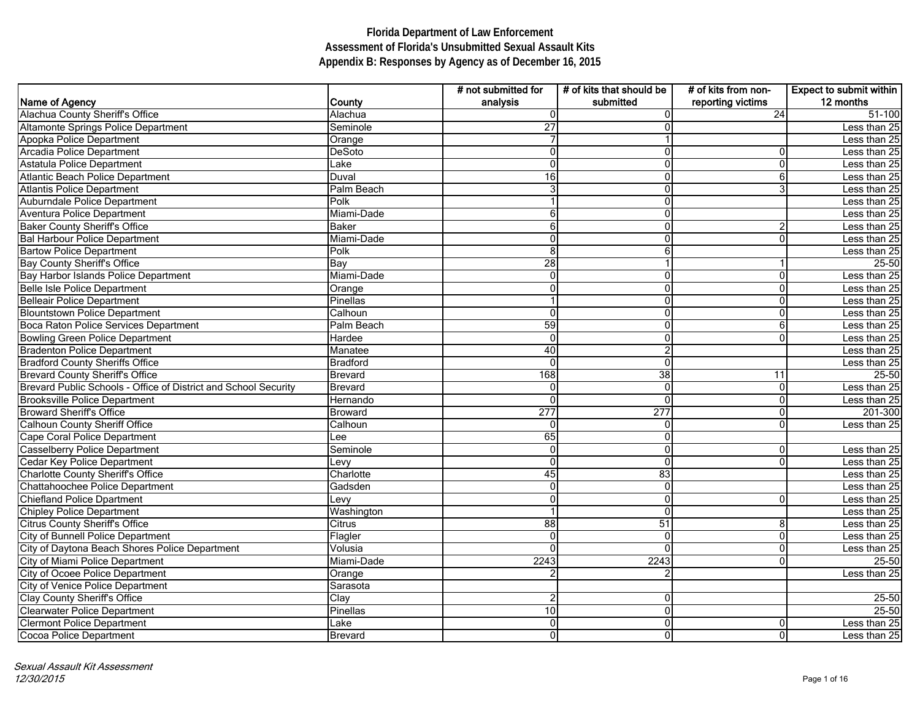# Florida Department of Law Enforcement
## Assessment of Florida's Unsubmitted Sexual Assault Kits
### Appendix B: Responses by Agency as of December 16, 2015

| Name of Agency | County | # not submitted for analysis | # of kits that should be submitted | # of kits from non-reporting victims | Expect to submit within 12 months |
|---|---|---|---|---|---|
| Alachua County Sheriff's Office | Alachua | 0 | 0 | 24 | 51-100 |
| Altamonte Springs Police Department | Seminole | 27 | 0 | | Less than 25 |
| Apopka Police Department | Orange | 7 | 1 | | Less than 25 |
| Arcadia Police Department | DeSoto | 0 | 0 | 0 | Less than 25 |
| Astatula Police Department | Lake | 0 | 0 | 0 | Less than 25 |
| Atlantic Beach Police Department | Duval | 16 | 0 | 6 | Less than 25 |
| Atlantis Police Department | Palm Beach | 3 | 0 | 3 | Less than 25 |
| Auburndale Police Department | Polk | 1 | 0 | | Less than 25 |
| Aventura Police Department | Miami-Dade | 6 | 0 | | Less than 25 |
| Baker County Sheriff's Office | Baker | 6 | 0 | 2 | Less than 25 |
| Bal Harbour Police Department | Miami-Dade | 0 | 0 | 0 | Less than 25 |
| Bartow Police Department | Polk | 8 | 6 | | Less than 25 |
| Bay County Sheriff's Office | Bay | 28 | 1 | 1 | 25-50 |
| Bay Harbor Islands Police Department | Miami-Dade | 0 | 0 | 0 | Less than 25 |
| Belle Isle Police Department | Orange | 0 | 0 | 0 | Less than 25 |
| Belleair Police Department | Pinellas | 1 | 0 | 0 | Less than 25 |
| Blountstown Police Department | Calhoun | 0 | 0 | 0 | Less than 25 |
| Boca Raton Police Services Department | Palm Beach | 59 | 0 | 6 | Less than 25 |
| Bowling Green Police Department | Hardee | 0 | 0 | 0 | Less than 25 |
| Bradenton Police Department | Manatee | 40 | 2 | | Less than 25 |
| Bradford County Sheriffs Office | Bradford | 0 | 0 | | Less than 25 |
| Brevard County Sheriff's Office | Brevard | 168 | 38 | 11 | 25-50 |
| Brevard Public Schools - Office of District and School Security | Brevard | 0 | 0 | 0 | Less than 25 |
| Brooksville Police Department | Hernando | 0 | 0 | 0 | Less than 25 |
| Broward Sheriff's Office | Broward | 277 | 277 | 0 | 201-300 |
| Calhoun County Sheriff Office | Calhoun | 0 | 0 | 0 | Less than 25 |
| Cape Coral Police Department | Lee | 65 | 0 | | |
| Casselberry Police Department | Seminole | 0 | 0 | 0 | Less than 25 |
| Cedar Key Police Department | Levy | 0 | 0 | 0 | Less than 25 |
| Charlotte County Sheriff's Office | Charlotte | 45 | 83 | | Less than 25 |
| Chattahoochee Police Department | Gadsden | 0 | 0 | | Less than 25 |
| Chiefland Police Dpartment | Levy | 0 | 0 | 0 | Less than 25 |
| Chipley Police Department | Washington | 1 | 0 | | Less than 25 |
| Citrus County Sheriff's Office | Citrus | 88 | 51 | 8 | Less than 25 |
| City of Bunnell Police Department | Flagler | 0 | 0 | 0 | Less than 25 |
| City of Daytona Beach Shores Police Department | Volusia | 0 | 0 | 0 | Less than 25 |
| City of Miami Police Department | Miami-Dade | 2243 | 2243 | 0 | 25-50 |
| City of Ocoee Police Department | Orange | 2 | 2 | | Less than 25 |
| City of Venice Police Department | Sarasota | | | | |
| Clay County Sheriff's Office | Clay | 2 | 0 | | 25-50 |
| Clearwater Police Department | Pinellas | 10 | 0 | | 25-50 |
| Clermont Police Department | Lake | 0 | 0 | 0 | Less than 25 |
| Cocoa Police Department | Brevard | 0 | 0 | 0 | Less than 25 |

*Sexual Assault Kit Assessment*
*12/30/2015*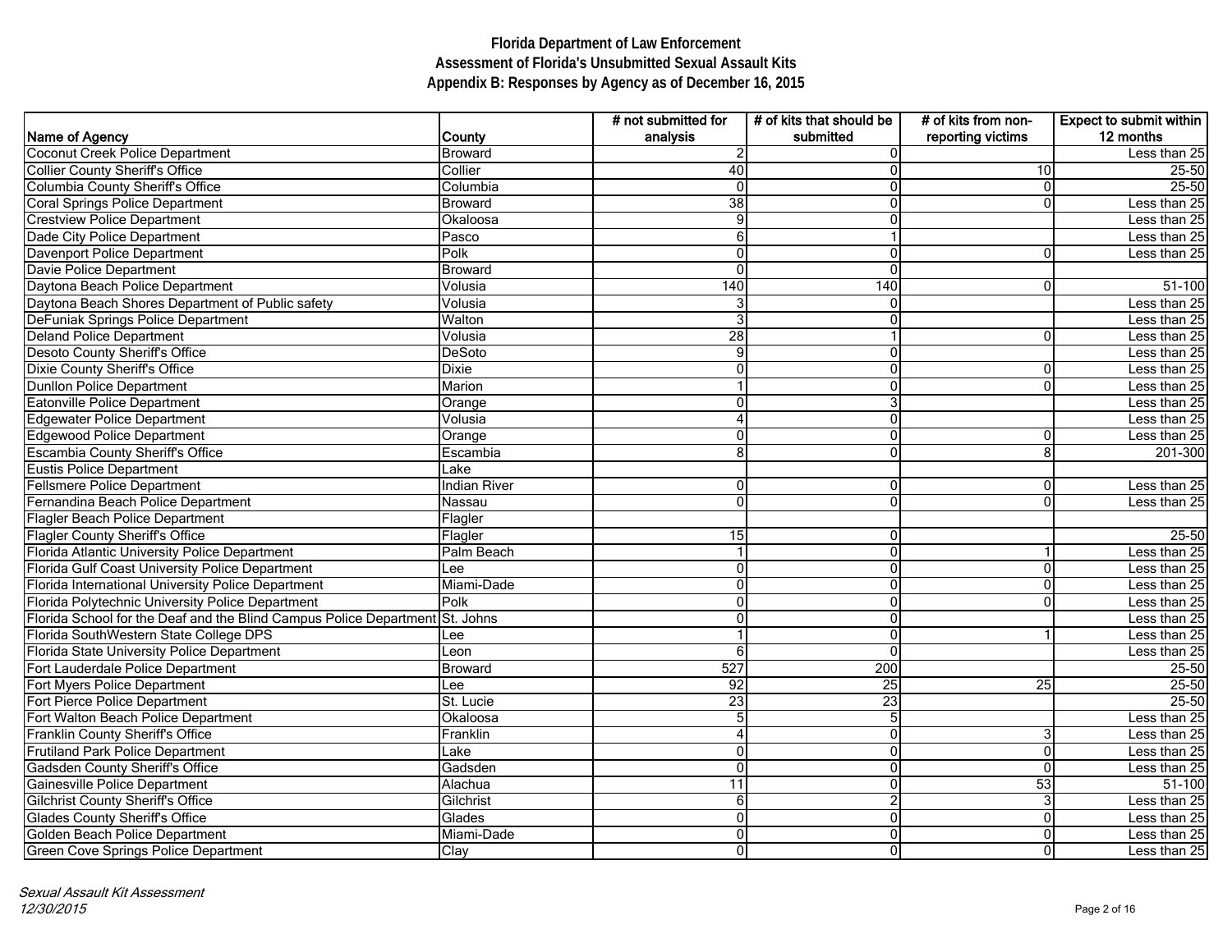# Florida Department of Law Enforcement
## Assessment of Florida's Unsubmitted Sexual Assault Kits
### Appendix B: Responses by Agency as of December 16, 2015

| Name of Agency | County | # not submitted for analysis | # of kits that should be submitted | # of kits from non-reporting victims | Expect to submit within 12 months |
|---|---|---|---|---|---|
| Coconut Creek Police Department | Broward | 2 | 0 | | Less than 25 |
| Collier County Sheriff's Office | Collier | 40 | 0 | 10 | 25-50 |
| Columbia County Sheriff's Office | Columbia | 0 | 0 | 0 | 25-50 |
| Coral Springs Police Department | Broward | 38 | 0 | 0 | Less than 25 |
| Crestview Police Department | Okaloosa | 9 | 0 | | Less than 25 |
| Dade City Police Department | Pasco | 6 | 1 | | Less than 25 |
| Davenport Police Department | Polk | 0 | 0 | 0 | Less than 25 |
| Davie Police Department | Broward | 0 | 0 | | |
| Daytona Beach Police Department | Volusia | 140 | 140 | 0 | 51-100 |
| Daytona Beach Shores Department of Public safety | Volusia | 3 | 0 | | Less than 25 |
| DeFuniak Springs Police Department | Walton | 3 | 0 | | Less than 25 |
| Deland Police Department | Volusia | 28 | 1 | 0 | Less than 25 |
| Desoto County Sheriff's Office | DeSoto | 9 | 0 | | Less than 25 |
| Dixie County Sheriff's Office | Dixie | 0 | 0 | 0 | Less than 25 |
| Dunllon Police Department | Marion | 1 | 0 | 0 | Less than 25 |
| Eatonville Police Department | Orange | 0 | 3 | | Less than 25 |
| Edgewater Police Department | Volusia | 4 | 0 | | Less than 25 |
| Edgewood Police Department | Orange | 0 | 0 | 0 | Less than 25 |
| Escambia County Sheriff's Office | Escambia | 8 | 0 | 8 | 201-300 |
| Eustis Police Department | Lake | | | | |
| Fellsmere Police Department | Indian River | 0 | 0 | 0 | Less than 25 |
| Fernandina Beach Police Department | Nassau | 0 | 0 | 0 | Less than 25 |
| Flagler Beach Police Department | Flagler | | | | |
| Flagler County Sheriff's Office | Flagler | 15 | 0 | | 25-50 |
| Florida Atlantic University Police Department | Palm Beach | 1 | 0 | 1 | Less than 25 |
| Florida Gulf Coast University Police Department | Lee | 0 | 0 | 0 | Less than 25 |
| Florida International University Police Department | Miami-Dade | 0 | 0 | 0 | Less than 25 |
| Florida Polytechnic University Police Department | Polk | 0 | 0 | 0 | Less than 25 |
| Florida School for the Deaf and the Blind Campus Police Department | St. Johns | 0 | 0 | | Less than 25 |
| Florida SouthWestern State College DPS | Lee | 1 | 0 | 1 | Less than 25 |
| Florida State University Police Department | Leon | 6 | 0 | | Less than 25 |
| Fort Lauderdale Police Department | Broward | 527 | 200 | | 25-50 |
| Fort Myers Police Department | Lee | 92 | 25 | 25 | 25-50 |
| Fort Pierce Police Department | St. Lucie | 23 | 23 | | 25-50 |
| Fort Walton Beach Police Department | Okaloosa | 5 | 5 | | Less than 25 |
| Franklin County Sheriff's Office | Franklin | 4 | 0 | 3 | Less than 25 |
| Frutiland Park Police Department | Lake | 0 | 0 | 0 | Less than 25 |
| Gadsden County Sheriff's Office | Gadsden | 0 | 0 | 0 | Less than 25 |
| Gainesville Police Department | Alachua | 11 | 0 | 53 | 51-100 |
| Gilchrist County Sheriff's Office | Gilchrist | 6 | 2 | 3 | Less than 25 |
| Glades County Sheriff's Office | Glades | 0 | 0 | 0 | Less than 25 |
| Golden Beach Police Department | Miami-Dade | 0 | 0 | 0 | Less than 25 |
| Green Cove Springs Police Department | Clay | 0 | 0 | 0 | Less than 25 |

*Sexual Assault Kit Assessment*
*12/30/2015*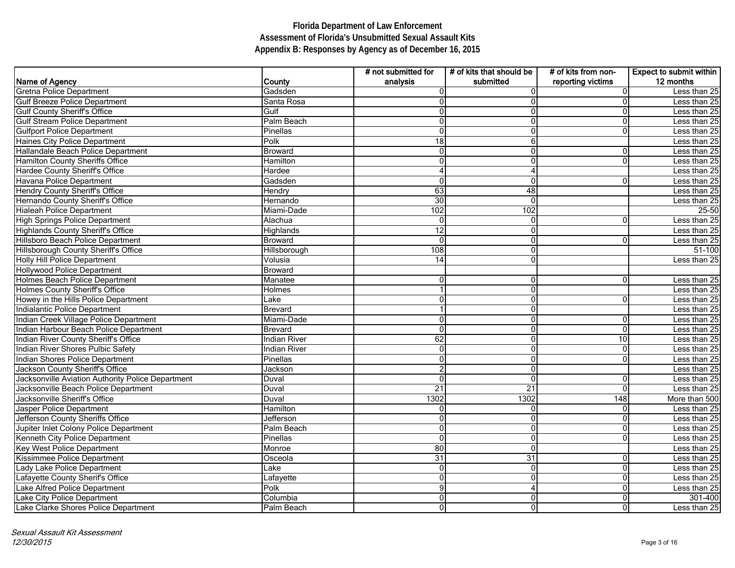# Florida Department of Law Enforcement
## Assessment of Florida's Unsubmitted Sexual Assault Kits
## Appendix B: Responses by Agency as of December 16, 2015

| Name of Agency | County | # not submitted for analysis | # of kits that should be submitted | # of kits from non-reporting victims | Expect to submit within 12 months |
|---|---|---|---|---|---|
| Gretna Police Department | Gadsden | 0 | 0 | 0 | Less than 25 |
| Gulf Breeze Police Department | Santa Rosa | 0 | 0 | 0 | Less than 25 |
| Gulf County Sheriff's Office | Gulf | 0 | 0 | 0 | Less than 25 |
| Gulf Stream Police Department | Palm Beach | 0 | 0 | 0 | Less than 25 |
| Gulfport Police Department | Pinellas | 0 | 0 | 0 | Less than 25 |
| Haines City Police Department | Polk | 18 | 6 | | Less than 25 |
| Hallandale Beach Police Department | Broward | 0 | 0 | 0 | Less than 25 |
| Hamilton County Sheriffs Office | Hamilton | 0 | 0 | 0 | Less than 25 |
| Hardee County Sheriff's Office | Hardee | 4 | 4 | | Less than 25 |
| Havana Police Department | Gadsden | 0 | 0 | 0 | Less than 25 |
| Hendry County Sheriff's Office | Hendry | 63 | 48 | | Less than 25 |
| Hernando County Sheriff's Office | Hernando | 30 | 0 | | Less than 25 |
| Hialeah Police Department | Miami-Dade | 102 | 102 | | 25-50 |
| High Springs Police Department | Alachua | 0 | 0 | 0 | Less than 25 |
| Highlands County Sheriff's Office | Highlands | 12 | 0 | | Less than 25 |
| Hillsboro Beach Police Department | Broward | 0 | 0 | 0 | Less than 25 |
| Hillsborough County Sheriff's Office | Hillsborough | 108 | 0 | | 51-100 |
| Holly Hill Police Department | Volusia | 14 | 0 | | Less than 25 |
| Hollywood Police Department | Broward | | | | |
| Holmes Beach Police Department | Manatee | 0 | 0 | 0 | Less than 25 |
| Holmes County Sheriff's Office | Holmes | 1 | 0 | | Less than 25 |
| Howey in the Hills Police Department | Lake | 0 | 0 | 0 | Less than 25 |
| Indialantic Police Department | Brevard | 1 | 0 | | Less than 25 |
| Indian Creek Village Police Department | Miami-Dade | 0 | 0 | 0 | Less than 25 |
| Indian Harbour Beach Police Department | Brevard | 0 | 0 | 0 | Less than 25 |
| Indian River County Sheriff's Office | Indian River | 62 | 0 | 10 | Less than 25 |
| Indian River Shores Pulbic Safety | Indian River | 0 | 0 | 0 | Less than 25 |
| Indian Shores Police Department | Pinellas | 0 | 0 | 0 | Less than 25 |
| Jackson County Sheriff's Office | Jackson | 2 | 0 | | Less than 25 |
| Jacksonville Aviation Authority Police Department | Duval | 0 | 0 | 0 | Less than 25 |
| Jacksonville Beach Police Department | Duval | 21 | 21 | 0 | Less than 25 |
| Jacksonville Sheriff's Office | Duval | 1302 | 1302 | 148 | More than 500 |
| Jasper Police Department | Hamilton | 0 | 0 | 0 | Less than 25 |
| Jefferson County Sheriffs Office | Jefferson | 0 | 0 | 0 | Less than 25 |
| Jupiter Inlet Colony Police Department | Palm Beach | 0 | 0 | 0 | Less than 25 |
| Kenneth City Police Department | Pinellas | 0 | 0 | 0 | Less than 25 |
| Key West Police Department | Monroe | 80 | 0 | | Less than 25 |
| Kissimmee Police Department | Osceola | 31 | 31 | 0 | Less than 25 |
| Lady Lake Police Department | Lake | 0 | 0 | 0 | Less than 25 |
| Lafayette County Sherif's Office | Lafayette | 0 | 0 | 0 | Less than 25 |
| Lake Alfred Police Department | Polk | 9 | 4 | 0 | Less than 25 |
| Lake City Police Department | Columbia | 0 | 0 | 0 | 301-400 |
| Lake Clarke Shores Police Department | Palm Beach | 0 | 0 | 0 | Less than 25 |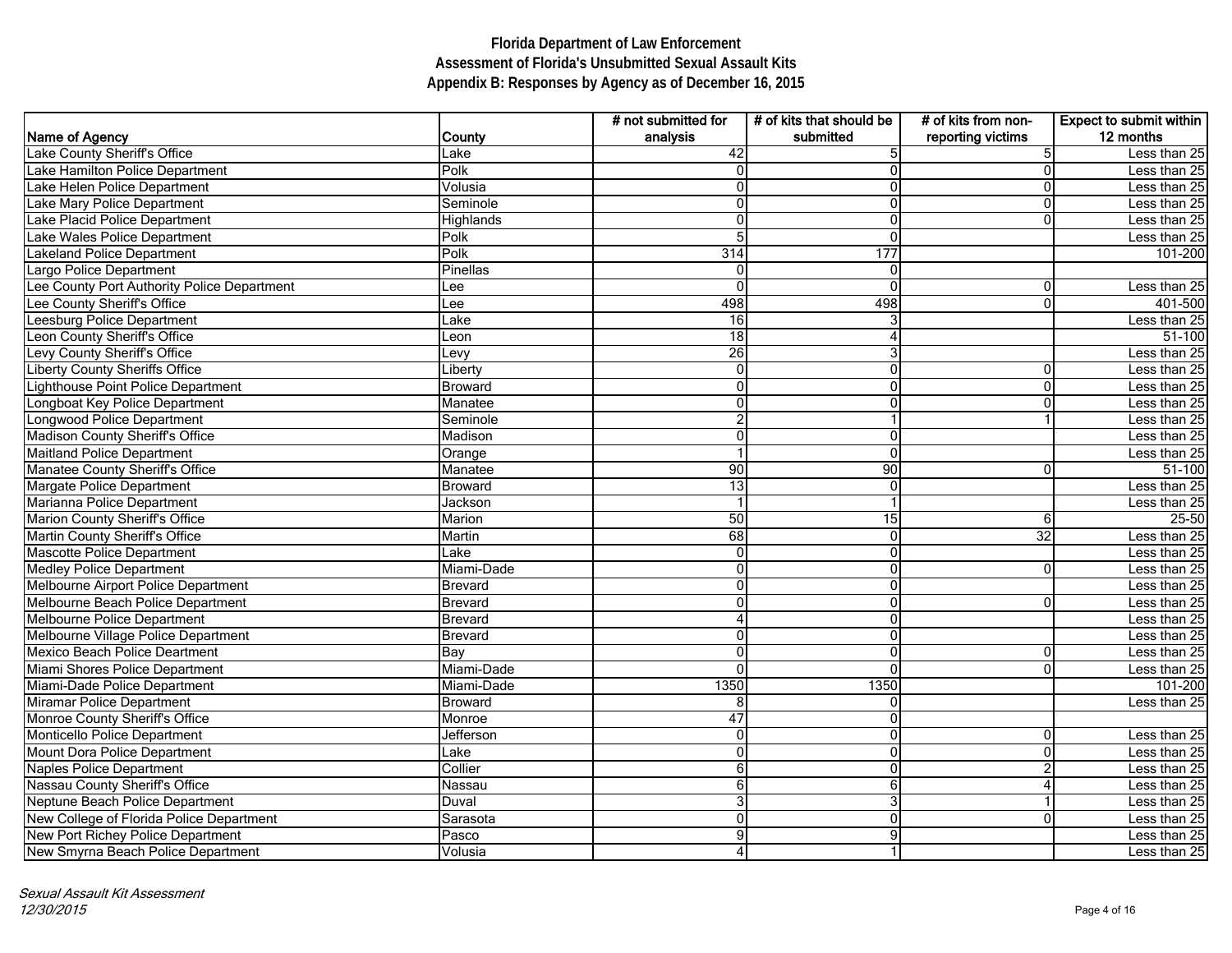# Florida Department of Law Enforcement
## Assessment of Florida's Unsubmitted Sexual Assault Kits
### Appendix B: Responses by Agency as of December 16, 2015

| Name of Agency | County | # not submitted for analysis | # of kits that should be submitted | # of kits from non-reporting victims | Expect to submit within 12 months |
|---|---|---|---|---|---|
| Lake County Sheriff's Office | Lake | 42 | 5 | 5 | Less than 25 |
| Lake Hamilton Police Department | Polk | 0 | 0 | 0 | Less than 25 |
| Lake Helen Police Department | Volusia | 0 | 0 | 0 | Less than 25 |
| Lake Mary Police Department | Seminole | 0 | 0 | 0 | Less than 25 |
| Lake Placid Police Department | Highlands | 0 | 0 | 0 | Less than 25 |
| Lake Wales Police Department | Polk | 5 | 0 | | Less than 25 |
| Lakeland Police Department | Polk | 314 | 177 | | 101-200 |
| Largo Police Department | Pinellas | 0 | 0 | | |
| Lee County Port Authority Police Department | Lee | 0 | 0 | 0 | Less than 25 |
| Lee County Sheriff's Office | Lee | 498 | 498 | 0 | 401-500 |
| Leesburg Police Department | Lake | 16 | 3 | | Less than 25 |
| Leon County Sheriff's Office | Leon | 18 | 4 | | 51-100 |
| Levy County Sheriff's Office | Levy | 26 | 3 | | Less than 25 |
| Liberty County Sheriffs Office | Liberty | 0 | 0 | 0 | Less than 25 |
| Lighthouse Point Police Department | Broward | 0 | 0 | 0 | Less than 25 |
| Longboat Key Police Department | Manatee | 0 | 0 | 0 | Less than 25 |
| Longwood Police Department | Seminole | 2 | 1 | 1 | Less than 25 |
| Madison County Sheriff's Office | Madison | 0 | 0 | | Less than 25 |
| Maitland Police Department | Orange | 1 | 0 | | Less than 25 |
| Manatee County Sheriff's Office | Manatee | 90 | 90 | 0 | 51-100 |
| Margate Police Department | Broward | 13 | 0 | | Less than 25 |
| Marianna Police Department | Jackson | 1 | 1 | | Less than 25 |
| Marion County Sheriff's Office | Marion | 50 | 15 | 6 | 25-50 |
| Martin County Sheriff's Office | Martin | 68 | 0 | 32 | Less than 25 |
| Mascotte Police Department | Lake | 0 | 0 | | Less than 25 |
| Medley Police Department | Miami-Dade | 0 | 0 | 0 | Less than 25 |
| Melbourne Airport Police Department | Brevard | 0 | 0 | | Less than 25 |
| Melbourne Beach Police Department | Brevard | 0 | 0 | 0 | Less than 25 |
| Melbourne Police Department | Brevard | 4 | 0 | | Less than 25 |
| Melbourne Village Police Department | Brevard | 0 | 0 | | Less than 25 |
| Mexico Beach Police Deartment | Bay | 0 | 0 | 0 | Less than 25 |
| Miami Shores Police Department | Miami-Dade | 0 | 0 | 0 | Less than 25 |
| Miami-Dade Police Department | Miami-Dade | 1350 | 1350 | | 101-200 |
| Miramar Police Department | Broward | 8 | 0 | | Less than 25 |
| Monroe County Sheriff's Office | Monroe | 47 | 0 | | |
| Monticello Police Department | Jefferson | 0 | 0 | 0 | Less than 25 |
| Mount Dora Police Department | Lake | 0 | 0 | 0 | Less than 25 |
| Naples Police Department | Collier | 6 | 0 | 2 | Less than 25 |
| Nassau County Sheriff's Office | Nassau | 6 | 6 | 4 | Less than 25 |
| Neptune Beach Police Department | Duval | 3 | 3 | 1 | Less than 25 |
| New College of Florida Police Department | Sarasota | 0 | 0 | 0 | Less than 25 |
| New Port Richey Police Department | Pasco | 9 | 9 | | Less than 25 |
| New Smyrna Beach Police Department | Volusia | 4 | 1 | | Less than 25 |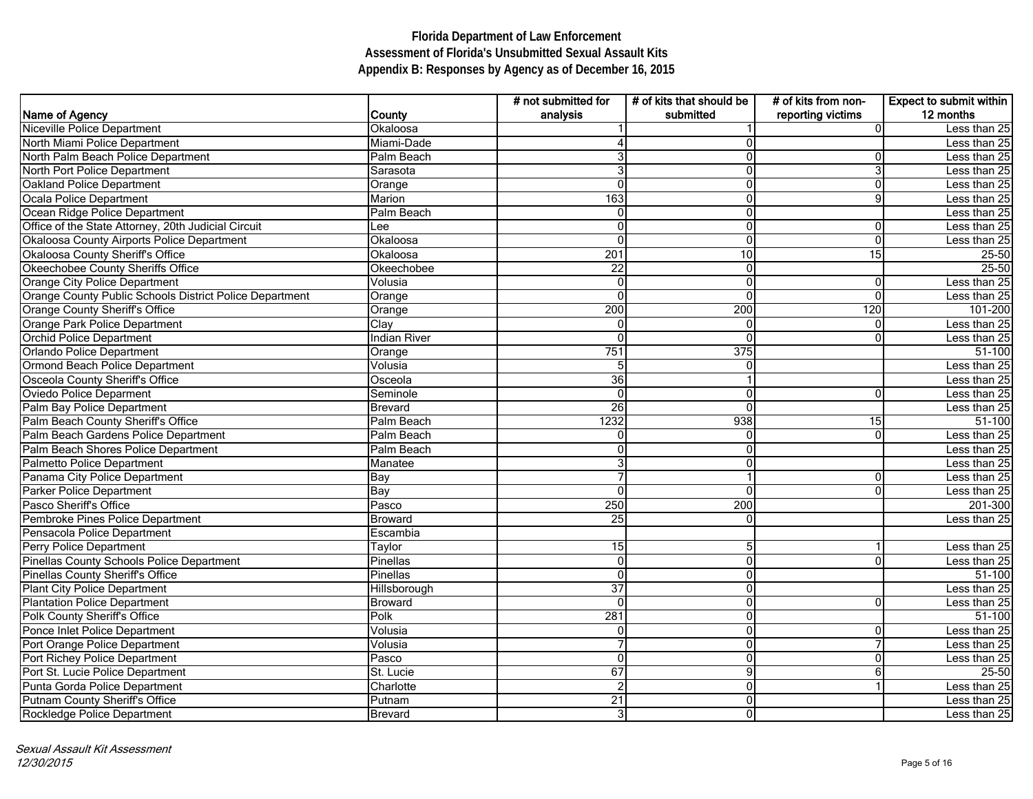# Florida Department of Law Enforcement
## Assessment of Florida's Unsubmitted Sexual Assault Kits
### Appendix B: Responses by Agency as of December 16, 2015

| Name of Agency | County | # not submitted for analysis | # of kits that should be submitted | # of kits from non-reporting victims | Expect to submit within 12 months |
|---|---|---|---|---|---|
| Niceville Police Department | Okaloosa | 1 | 1 | 0 | Less than 25 |
| North Miami Police Department | Miami-Dade | 4 | 0 | | Less than 25 |
| North Palm Beach Police Department | Palm Beach | 3 | 0 | 0 | Less than 25 |
| North Port Police Department | Sarasota | 3 | 0 | 3 | Less than 25 |
| Oakland Police Department | Orange | 0 | 0 | 0 | Less than 25 |
| Ocala Police Department | Marion | 163 | 0 | 9 | Less than 25 |
| Ocean Ridge Police Department | Palm Beach | 0 | 0 | | Less than 25 |
| Office of the State Attorney, 20th Judicial Circuit | Lee | 0 | 0 | 0 | Less than 25 |
| Okaloosa County Airports Police Department | Okaloosa | 0 | 0 | 0 | Less than 25 |
| Okaloosa County Sheriff's Office | Okaloosa | 201 | 10 | 15 | 25-50 |
| Okeechobee County Sheriffs Office | Okeechobee | 22 | 0 | | 25-50 |
| Orange City Police Department | Volusia | 0 | 0 | 0 | Less than 25 |
| Orange County Public Schools District Police Department | Orange | 0 | 0 | 0 | Less than 25 |
| Orange County Sheriff's Office | Orange | 200 | 200 | 120 | 101-200 |
| Orange Park Police Department | Clay | 0 | 0 | 0 | Less than 25 |
| Orchid Police Department | Indian River | 0 | 0 | 0 | Less than 25 |
| Orlando Police Department | Orange | 751 | 375 | | 51-100 |
| Ormond Beach Police Department | Volusia | 5 | 0 | | Less than 25 |
| Osceola County Sheriff's Office | Osceola | 36 | 1 | | Less than 25 |
| Oviedo Police Deparment | Seminole | 0 | 0 | 0 | Less than 25 |
| Palm Bay Police Department | Brevard | 26 | 0 | | Less than 25 |
| Palm Beach County Sheriff's Office | Palm Beach | 1232 | 938 | 15 | 51-100 |
| Palm Beach Gardens Police Department | Palm Beach | 0 | 0 | 0 | Less than 25 |
| Palm Beach Shores Police Department | Palm Beach | 0 | 0 | | Less than 25 |
| Palmetto Police Department | Manatee | 3 | 0 | | Less than 25 |
| Panama City Police Department | Bay | 7 | 1 | 0 | Less than 25 |
| Parker Police Department | Bay | 0 | 0 | 0 | Less than 25 |
| Pasco Sheriff's Office | Pasco | 250 | 200 | | 201-300 |
| Pembroke Pines Police Department | Broward | 25 | 0 | | Less than 25 |
| Pensacola Police Department | Escambia | | | | |
| Perry Police Department | Taylor | 15 | 5 | 1 | Less than 25 |
| Pinellas County Schools Police Department | Pinellas | 0 | 0 | 0 | Less than 25 |
| Pinellas County Sheriff's Office | Pinellas | 0 | 0 | | 51-100 |
| Plant City Police Department | Hillsborough | 37 | 0 | | Less than 25 |
| Plantation Police Department | Broward | 0 | 0 | 0 | Less than 25 |
| Polk County Sheriff's Office | Polk | 281 | 0 | | 51-100 |
| Ponce Inlet Police Department | Volusia | 0 | 0 | 0 | Less than 25 |
| Port Orange Police Department | Volusia | 7 | 0 | 7 | Less than 25 |
| Port Richey Police Department | Pasco | 0 | 0 | 0 | Less than 25 |
| Port St. Lucie Police Department | St. Lucie | 67 | 9 | 6 | 25-50 |
| Punta Gorda Police Department | Charlotte | 2 | 0 | 1 | Less than 25 |
| Putnam County Sheriff's Office | Putnam | 21 | 0 | | Less than 25 |
| Rockledge Police Department | Brevard | 3 | 0 | | Less than 25 |

*Sexual Assault Kit Assessment*
*12/30/2015*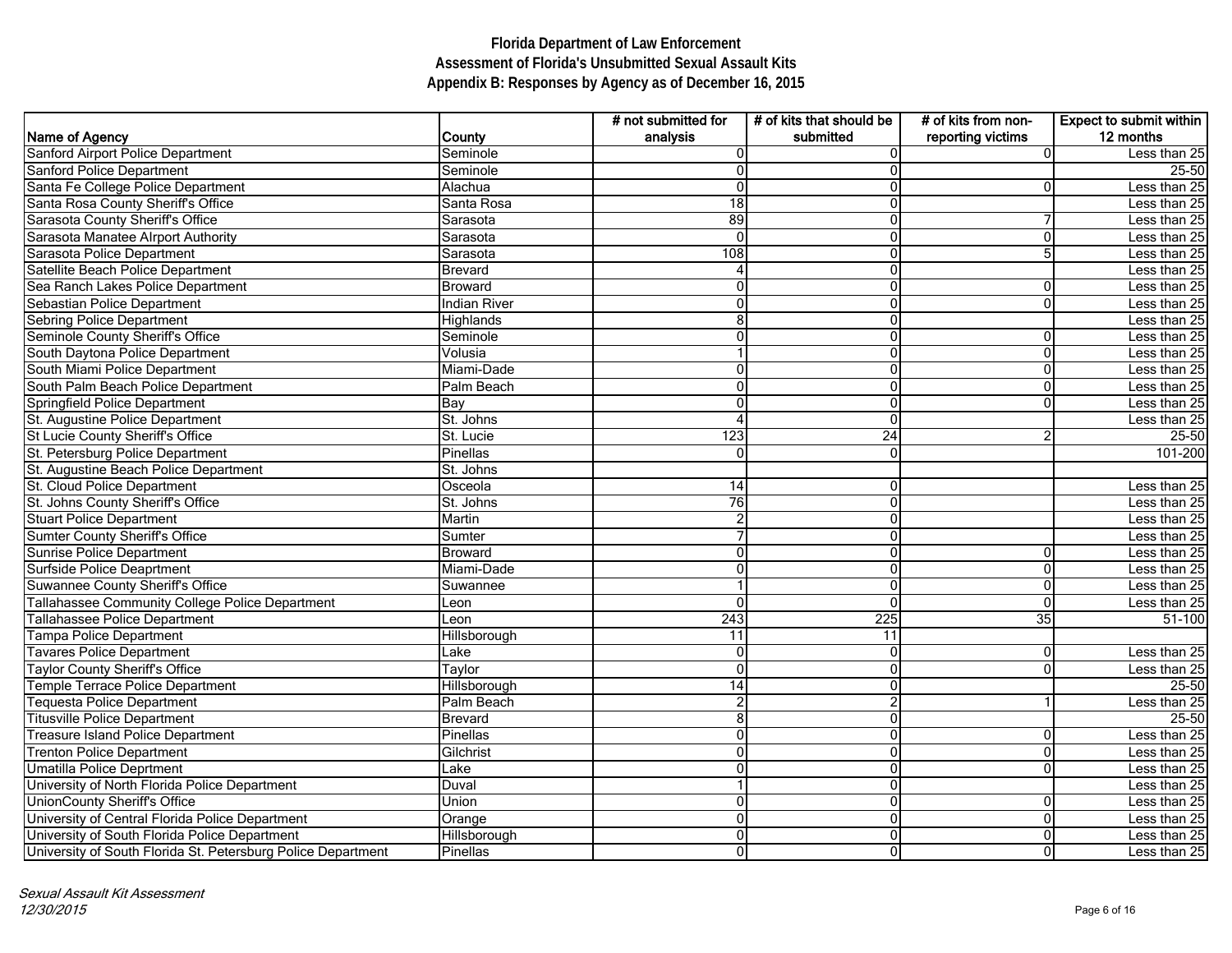# Florida Department of Law Enforcement
## Assessment of Florida's Unsubmitted Sexual Assault Kits
### Appendix B: Responses by Agency as of December 16, 2015

| Name of Agency | County | # not submitted for analysis | # of kits that should be submitted | # of kits from non-reporting victims | Expect to submit within 12 months |
|---|---|---|---|---|---|
| Sanford Airport Police Department | Seminole | 0 | 0 | 0 | Less than 25 |
| Sanford Police Department | Seminole | 0 | 0 | | 25-50 |
| Santa Fe College Police Department | Alachua | 0 | 0 | 0 | Less than 25 |
| Santa Rosa County Sheriff's Office | Santa Rosa | 18 | 0 | | Less than 25 |
| Sarasota County Sheriff's Office | Sarasota | 89 | 0 | 7 | Less than 25 |
| Sarasota Manatee AIrport Authority | Sarasota | 0 | 0 | 0 | Less than 25 |
| Sarasota Police Department | Sarasota | 108 | 0 | 5 | Less than 25 |
| Satellite Beach Police Department | Brevard | 4 | 0 | | Less than 25 |
| Sea Ranch Lakes Police Department | Broward | 0 | 0 | 0 | Less than 25 |
| Sebastian Police Department | Indian River | 0 | 0 | 0 | Less than 25 |
| Sebring Police Department | Highlands | 8 | 0 | | Less than 25 |
| Seminole County Sheriff's Office | Seminole | 0 | 0 | 0 | Less than 25 |
| South Daytona Police Department | Volusia | 1 | 0 | 0 | Less than 25 |
| South Miami Police Department | Miami-Dade | 0 | 0 | 0 | Less than 25 |
| South Palm Beach Police Department | Palm Beach | 0 | 0 | 0 | Less than 25 |
| Springfield Police Department | Bay | 0 | 0 | 0 | Less than 25 |
| St. Augustine Police Department | St. Johns | 4 | 0 | | Less than 25 |
| St Lucie County Sheriff's Office | St. Lucie | 123 | 24 | 2 | 25-50 |
| St. Petersburg Police Department | Pinellas | 0 | 0 | | 101-200 |
| St. Augustine Beach Police Department | St. Johns | | | | |
| St. Cloud Police Department | Osceola | 14 | 0 | | Less than 25 |
| St. Johns County Sheriff's Office | St. Johns | 76 | 0 | | Less than 25 |
| Stuart Police Department | Martin | 2 | 0 | | Less than 25 |
| Sumter County Sheriff's Office | Sumter | 7 | 0 | | Less than 25 |
| Sunrise Police Department | Broward | 0 | 0 | 0 | Less than 25 |
| Surfside Police Deaprtment | Miami-Dade | 0 | 0 | 0 | Less than 25 |
| Suwannee County Sheriff's Office | Suwannee | 1 | 0 | 0 | Less than 25 |
| Tallahassee Community College Police Department | Leon | 0 | 0 | 0 | Less than 25 |
| Tallahassee Police Department | Leon | 243 | 225 | 35 | 51-100 |
| Tampa Police Department | Hillsborough | 11 | 11 | | |
| Tavares Police Department | Lake | 0 | 0 | 0 | Less than 25 |
| Taylor County Sheriff's Office | Taylor | 0 | 0 | 0 | Less than 25 |
| Temple Terrace Police Department | Hillsborough | 14 | 0 | | 25-50 |
| Tequesta Police Department | Palm Beach | 2 | 2 | 1 | Less than 25 |
| Titusville Police Department | Brevard | 8 | 0 | | 25-50 |
| Treasure Island Police Department | Pinellas | 0 | 0 | 0 | Less than 25 |
| Trenton Police Department | Gilchrist | 0 | 0 | 0 | Less than 25 |
| Umatilla Police Deprtment | Lake | 0 | 0 | 0 | Less than 25 |
| University of North Florida Police Department | Duval | 1 | 0 | | Less than 25 |
| UnionCounty Sheriff's Office | Union | 0 | 0 | 0 | Less than 25 |
| University of Central Florida Police Department | Orange | 0 | 0 | 0 | Less than 25 |
| University of South Florida Police Department | Hillsborough | 0 | 0 | 0 | Less than 25 |
| University of South Florida St. Petersburg Police Department | Pinellas | 0 | 0 | 0 | Less than 25 |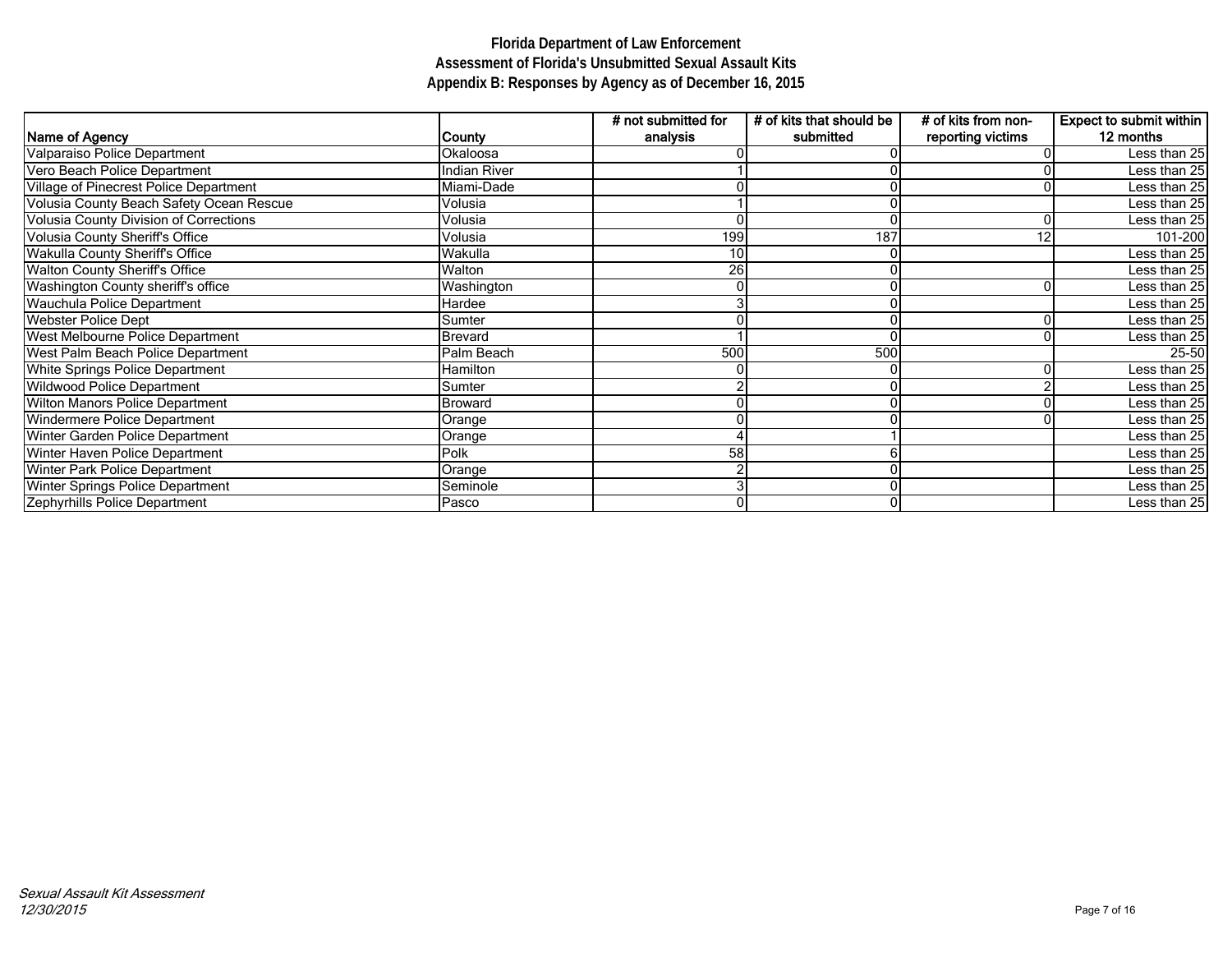# Florida Department of Law Enforcement
## Assessment of Florida's Unsubmitted Sexual Assault Kits
### Appendix B: Responses by Agency as of December 16, 2015

| Name of Agency | County | # not submitted for analysis | # of kits that should be submitted | # of kits from non-reporting victims | Expect to submit within 12 months |
|---|---|---|---|---|---|
| Valparaiso Police Department | Okaloosa | 0 | 0 | 0 | Less than 25 |
| Vero Beach Police Department | Indian River | 1 | 0 | 0 | Less than 25 |
| Village of Pinecrest Police Department | Miami-Dade | 0 | 0 | 0 | Less than 25 |
| Volusia County Beach Safety Ocean Rescue | Volusia | 1 | 0 | | Less than 25 |
| Volusia County Division of Corrections | Volusia | 0 | 0 | 0 | Less than 25 |
| Volusia County Sheriff's Office | Volusia | 199 | 187 | 12 | 101-200 |
| Wakulla County Sheriff's Office | Wakulla | 10 | 0 | | Less than 25 |
| Walton County Sheriff's Office | Walton | 26 | 0 | | Less than 25 |
| Washington County sheriff's office | Washington | 0 | 0 | 0 | Less than 25 |
| Wauchula Police Department | Hardee | 3 | 0 | | Less than 25 |
| Webster Police Dept | Sumter | 0 | 0 | 0 | Less than 25 |
| West Melbourne Police Department | Brevard | 1 | 0 | 0 | Less than 25 |
| West Palm Beach Police Department | Palm Beach | 500 | 500 | | 25-50 |
| White Springs Police Department | Hamilton | 0 | 0 | 0 | Less than 25 |
| Wildwood Police Department | Sumter | 2 | 0 | 2 | Less than 25 |
| Wilton Manors Police Department | Broward | 0 | 0 | 0 | Less than 25 |
| Windermere Police Department | Orange | 0 | 0 | 0 | Less than 25 |
| Winter Garden Police Department | Orange | 4 | 1 | | Less than 25 |
| Winter Haven Police Department | Polk | 58 | 6 | | Less than 25 |
| Winter Park Police Department | Orange | 2 | 0 | | Less than 25 |
| Winter Springs Police Department | Seminole | 3 | 0 | | Less than 25 |
| Zephyrhills Police Department | Pasco | 0 | 0 | | Less than 25 |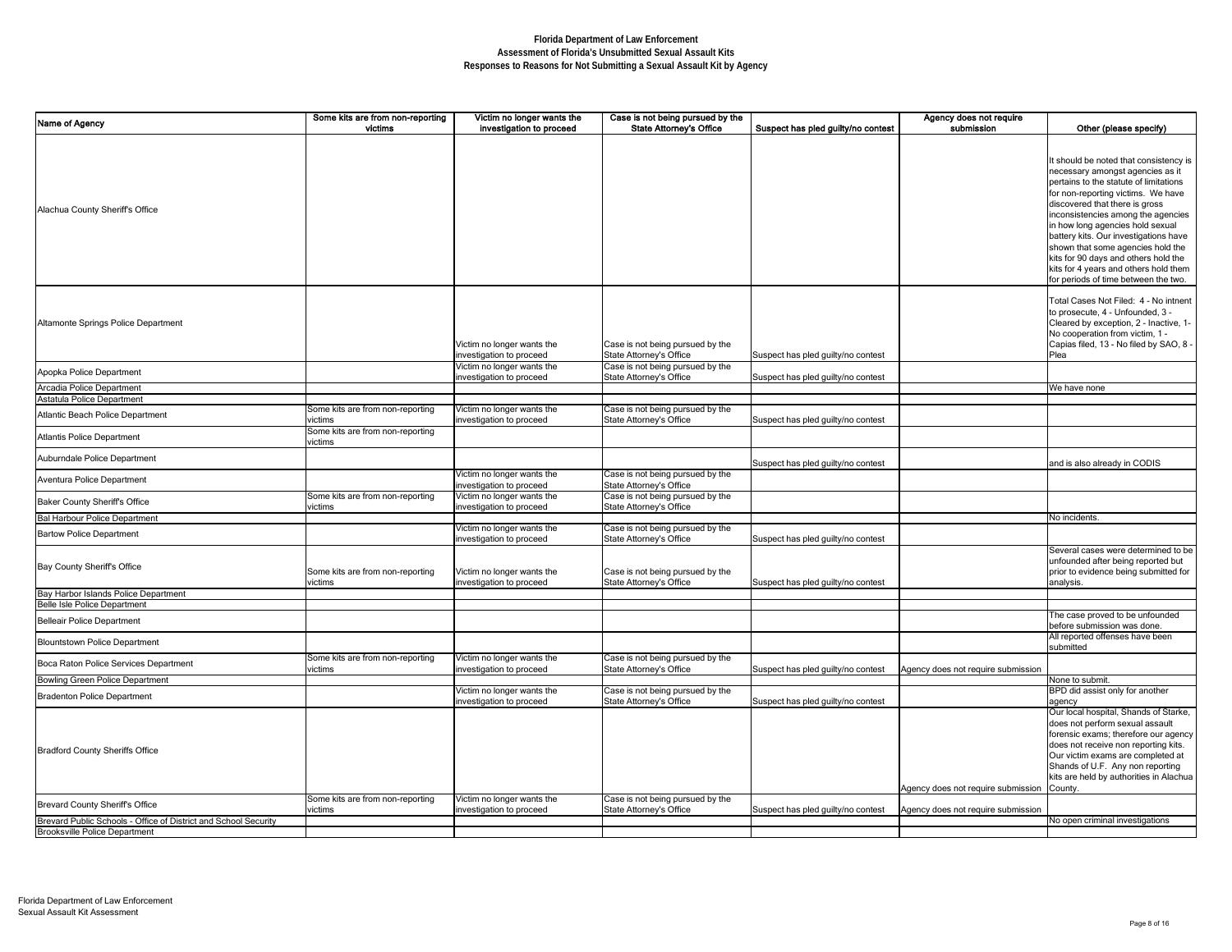# Florida Department of Law Enforcement
## Assessment of Florida's Unsubmitted Sexual Assault Kits
### Responses to Reasons for Not Submitting a Sexual Assault Kit by Agency

| Name of Agency | Some kits are from non-reporting victims | Victim no longer wants the investigation to proceed | Case is not being pursued by the State Attorney's Office | Suspect has pled guilty/no contest | Agency does not require submission | Other (please specify) |
|---|---|---|---|---|---|---|
| Alachua County Sheriff's Office | | | | | | It should be noted that consistency is necessary amongst agencies as it pertains to the statute of limitations for non-reporting victims. We have discovered that there is gross inconsistencies among the agencies in how long agencies hold sexual battery kits. Our investigations have shown that some agencies hold the kits for 90 days and others hold the kits for 4 years and others hold them for periods of time between the two. |
| Altamonte Springs Police Department | | Victim no longer wants the investigation to proceed | Case is not being pursued by the State Attorney's Office | Suspect has pled guilty/no contest | | Total Cases Not Filed: 4 - No intnent to prosecute, 4 - Unfounded, 3 - Cleared by exception, 2 - Inactive, 1- No cooperation from victim, 1 - Capias filed, 13 - No filed by SAO, 8 - Plea |
| Apopka Police Department | | Victim no longer wants the investigation to proceed | Case is not being pursued by the State Attorney's Office | Suspect has pled guilty/no contest | | |
| Arcadia Police Department | | | | | | We have none |
| Astatula Police Department | | | | | | |
| Atlantic Beach Police Department | Some kits are from non-reporting victims | Victim no longer wants the investigation to proceed | Case is not being pursued by the State Attorney's Office | Suspect has pled guilty/no contest | | |
| Atlantis Police Department | Some kits are from non-reporting victims | | | | | |
| Auburndale Police Department | | | | Suspect has pled guilty/no contest | | and is also already in CODIS |
| Aventura Police Department | | Victim no longer wants the investigation to proceed | Case is not being pursued by the State Attorney's Office | | | |
| Baker County Sheriff's Office | Some kits are from non-reporting victims | Victim no longer wants the investigation to proceed | Case is not being pursued by the State Attorney's Office | | | |
| Bal Harbour Police Department | | | | | | No incidents. |
| Bartow Police Department | | Victim no longer wants the investigation to proceed | Case is not being pursued by the State Attorney's Office | Suspect has pled guilty/no contest | | |
| Bay County Sheriff's Office | Some kits are from non-reporting victims | Victim no longer wants the investigation to proceed | Case is not being pursued by the State Attorney's Office | Suspect has pled guilty/no contest | | Several cases were determined to be unfounded after being reported but prior to evidence being submitted for analysis. |
| Bay Harbor Islands Police Department | | | | | | |
| Belle Isle Police Department | | | | | | |
| Belleair Police Department | | | | | | The case proved to be unfounded before submission was done. |
| Blountstown Police Department | | | | | | All reported offenses have been submitted |
| Boca Raton Police Services Department | Some kits are from non-reporting victims | Victim no longer wants the investigation to proceed | Case is not being pursued by the State Attorney's Office | Suspect has pled guilty/no contest | Agency does not require submission | |
| Bowling Green Police Department | | | | | | None to submit. |
| Bradenton Police Department | | Victim no longer wants the investigation to proceed | Case is not being pursued by the State Attorney's Office | Suspect has pled guilty/no contest | | BPD did assist only for another agency |
| Bradford County Sheriffs Office | | | | | Agency does not require submission | Our local hospital, Shands of Starke, does not perform sexual assault forensic exams; therefore our agency does not receive non reporting kits. Our victim exams are completed at Shands of U.F. Any non reporting kits are held by authorities in Alachua County. |
| Brevard County Sheriff's Office | Some kits are from non-reporting victims | Victim no longer wants the investigation to proceed | Case is not being pursued by the State Attorney's Office | Suspect has pled guilty/no contest | Agency does not require submission | |
| Brevard Public Schools - Office of District and School Security | | | | | | No open criminal investigations |
| Brooksville Police Department | | | | | | |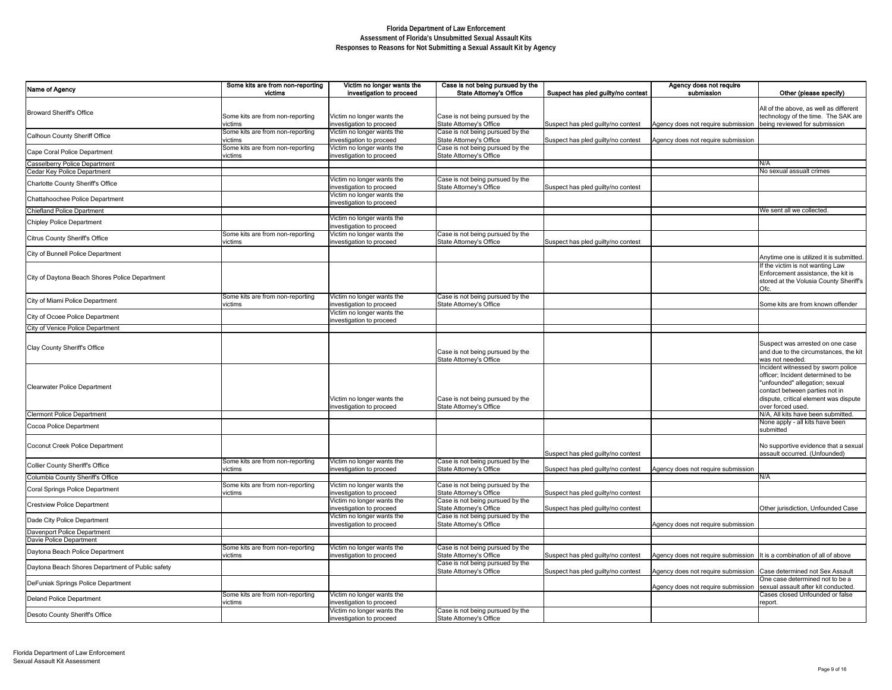# Florida Department of Law Enforcement
## Assessment of Florida's Unsubmitted Sexual Assault Kits
### Responses to Reasons for Not Submitting a Sexual Assault Kit by Agency

| Name of Agency | Some kits are from non-reporting victims | Victim no longer wants the investigation to proceed | Case is not being pursued by the State Attorney's Office | Suspect has pled guilty/no contest | Agency does not require submission | Other (please specify) |
|---|---|---|---|---|---|---|
| Broward Sheriff's Office | Some kits are from non-reporting victims | Victim no longer wants the investigation to proceed | Case is not being pursued by the State Attorney's Office | Suspect has pled guilty/no contest | Agency does not require submission | All of the above, as well as different technology of the time. The SAK are being reviewed for submission |
| Calhoun County Sheriff Office | Some kits are from non-reporting victims | Victim no longer wants the investigation to proceed | Case is not being pursued by the State Attorney's Office | Suspect has pled guilty/no contest | Agency does not require submission | |
| Cape Coral Police Department | Some kits are from non-reporting victims | Victim no longer wants the investigation to proceed | Case is not being pursued by the State Attorney's Office | | | |
| Casselberry Police Department | | | | | | N/A |
| Cedar Key Police Department | | | | | | No sexual assault crimes |
| Charlotte County Sheriff's Office | | Victim no longer wants the investigation to proceed | Case is not being pursued by the State Attorney's Office | Suspect has pled guilty/no contest | | |
| Chattahoochee Police Department | | Victim no longer wants the investigation to proceed | | | | |
| Chiefland Police Dpartment | | | | | | We sent all we collected. |
| Chipley Police Department | | Victim no longer wants the investigation to proceed | | | | |
| Citrus County Sheriff's Office | Some kits are from non-reporting victims | Victim no longer wants the investigation to proceed | Case is not being pursued by the State Attorney's Office | Suspect has pled guilty/no contest | | |
| City of Bunnell Police Department | | | | | | Anytime one is utilized it is submitted. |
| City of Daytona Beach Shores Police Department | | | | | | If the victim is not wanting Law Enforcement assistance, the kit is stored at the Volusia County Sheriff's Ofc. |
| City of Miami Police Department | Some kits are from non-reporting victims | Victim no longer wants the investigation to proceed | Case is not being pursued by the State Attorney's Office | | | Some kits are from known offender |
| City of Ocoee Police Department | | Victim no longer wants the investigation to proceed | | | | |
| City of Venice Police Department | | | | | | |
| Clay County Sheriff's Office | | | Case is not being pursued by the State Attorney's Office | | | Suspect was arrested on one case and due to the circumstances, the kit was not needed. |
| Clearwater Police Department | | Victim no longer wants the investigation to proceed | Case is not being pursued by the State Attorney's Office | | | Incident witnessed by sworn police officer; Incident determined to be "unfounded" allegation; sexual contact between parties not in dispute, critical element was dispute over forced used. |
| Clermont Police Department | | | | | | N/A, All kits have been submitted. |
| Cocoa Police Department | | | | | | None apply - all kits have been submitted |
| Coconut Creek Police Department | | | | Suspect has pled guilty/no contest | | No supportive evidence that a sexual assault occurred. (Unfounded) |
| Collier County Sheriff's Office | Some kits are from non-reporting victims | Victim no longer wants the investigation to proceed | Case is not being pursued by the State Attorney's Office | Suspect has pled guilty/no contest | Agency does not require submission | |
| Columbia County Sheriff's Office | | | | | | N/A |
| Coral Springs Police Department | Some kits are from non-reporting victims | Victim no longer wants the investigation to proceed | Case is not being pursued by the State Attorney's Office | Suspect has pled guilty/no contest | | |
| Crestview Police Department | | Victim no longer wants the investigation to proceed | Case is not being pursued by the State Attorney's Office | Suspect has pled guilty/no contest | | Other jurisdiction, Unfounded Case |
| Dade City Police Department | | Victim no longer wants the investigation to proceed | Case is not being pursued by the State Attorney's Office | | Agency does not require submission | |
| Davenport Police Department | | | | | | |
| Davie Police Department | | | | | | |
| Daytona Beach Police Department | Some kits are from non-reporting victims | Victim no longer wants the investigation to proceed | Case is not being pursued by the State Attorney's Office | Suspect has pled guilty/no contest | Agency does not require submission | It is a combination of all of above |
| Daytona Beach Shores Department of Public safety | | | Case is not being pursued by the State Attorney's Office | Suspect has pled guilty/no contest | Agency does not require submission | Case determined not Sex Assault |
| DeFuniak Springs Police Department | | | | | Agency does not require submission | One case determined not to be a sexual assault after kit conducted. |
| Deland Police Department | Some kits are from non-reporting victims | Victim no longer wants the investigation to proceed | | | | Cases closed Unfounded or false report. |
| Desoto County Sheriff's Office | | Victim no longer wants the investigation to proceed | Case is not being pursued by the State Attorney's Office | | | |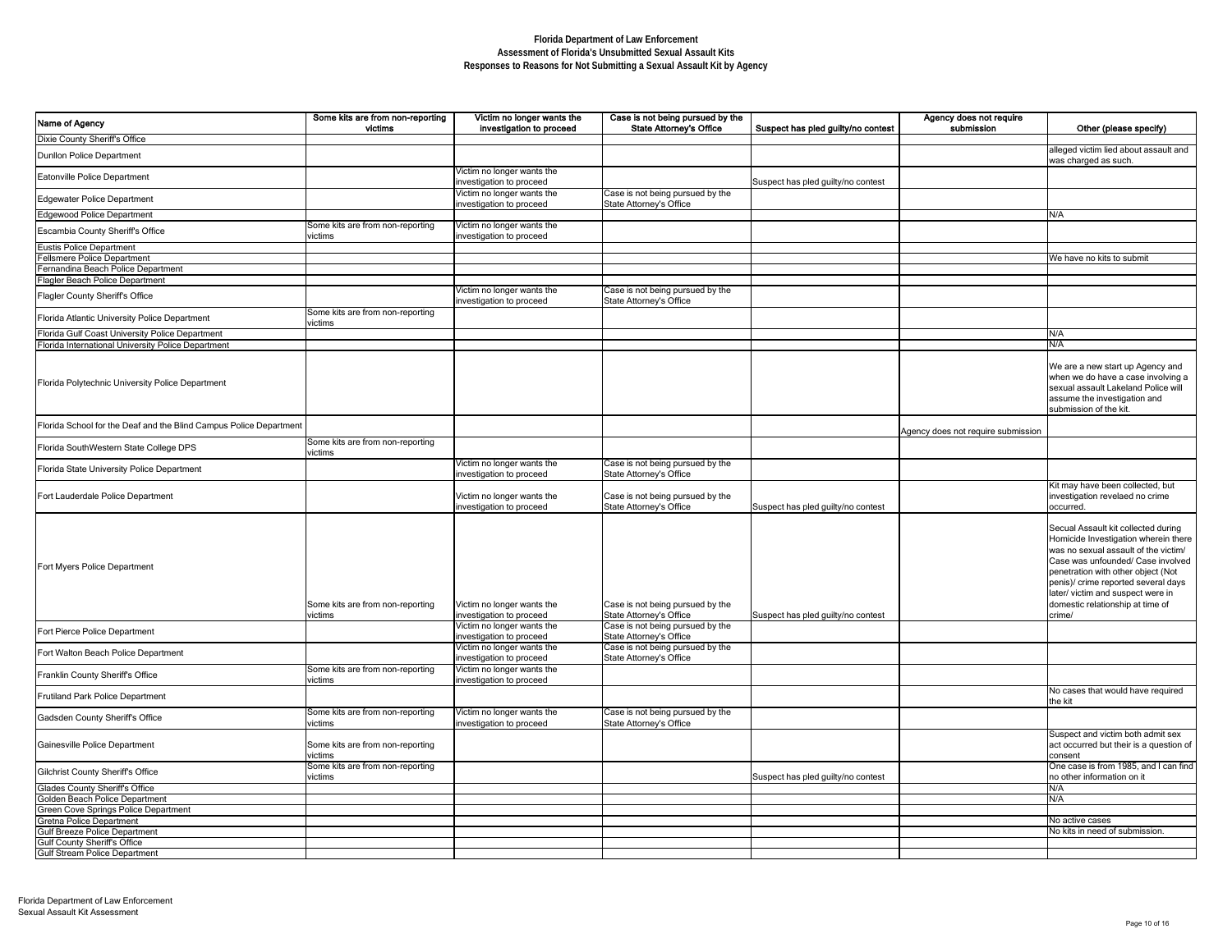# Florida Department of Law Enforcement
## Assessment of Florida's Unsubmitted Sexual Assault Kits
### Responses to Reasons for Not Submitting a Sexual Assault Kit by Agency

| Name of Agency | Some kits are from non-reporting victims | Victim no longer wants the investigation to proceed | Case is not being pursued by the State Attorney's Office | Suspect has pled guilty/no contest | Agency does not require submission | Other (please specify) |
|---|---|---|---|---|---|---|
| Dixie County Sheriff's Office | | | | | | |
| Dunllon Police Department | | | | | | alleged victim lied about assault and was charged as such. |
| Eatonville Police Department | | Victim no longer wants the investigation to proceed | | Suspect has pled guilty/no contest | | |
| Edgewater Police Department | | Victim no longer wants the investigation to proceed | Case is not being pursued by the State Attorney's Office | | | |
| Edgewood Police Department | | | | | | N/A |
| Escambia County Sheriff's Office | Some kits are from non-reporting victims | Victim no longer wants the investigation to proceed | | | | |
| Eustis Police Department | | | | | | |
| Fellsmere Police Department | | | | | | We have no kits to submit |
| Fernandina Beach Police Department | | | | | | |
| Flagler Beach Police Department | | | | | | |
| Flagler County Sheriff's Office | | Victim no longer wants the investigation to proceed | Case is not being pursued by the State Attorney's Office | | | |
| Florida Atlantic University Police Department | Some kits are from non-reporting victims | | | | | |
| Florida Gulf Coast University Police Department | | | | | | N/A |
| Florida International University Police Department | | | | | | N/A |
| Florida Polytechnic University Police Department | | | | | | We are a new start up Agency and when we do have a case involving a sexual assault Lakeland Police will assume the investigation and submission of the kit. |
| Florida School for the Deaf and the Blind Campus Police Department | | | | | Agency does not require submission | |
| Florida SouthWestern State College DPS | Some kits are from non-reporting victims | | | | | |
| Florida State University Police Department | | Victim no longer wants the investigation to proceed | Case is not being pursued by the State Attorney's Office | | | |
| Fort Lauderdale Police Department | | Victim no longer wants the investigation to proceed | Case is not being pursued by the State Attorney's Office | Suspect has pled guilty/no contest | | Kit may have been collected, but investigation revelaed no crime occurred. |
| Fort Myers Police Department | Some kits are from non-reporting victims | Victim no longer wants the investigation to proceed | Case is not being pursued by the State Attorney's Office | Suspect has pled guilty/no contest | | Secual Assault kit collected during Homicide Investigation wherein there was no sexual assault of the victim/ Case was unfounded/ Case involved penetration with other object (Not penis)/ crime reported several days later/ victim and suspect were in domestic relationship at time of crime/ |
| Fort Pierce Police Department | | Victim no longer wants the investigation to proceed | Case is not being pursued by the State Attorney's Office | | | |
| Fort Walton Beach Police Department | | Victim no longer wants the investigation to proceed | Case is not being pursued by the State Attorney's Office | | | |
| Franklin County Sheriff's Office | Some kits are from non-reporting victims | Victim no longer wants the investigation to proceed | | | | |
| Frutiland Park Police Department | | | | | | No cases that would have required the kit |
| Gadsden County Sheriff's Office | Some kits are from non-reporting victims | Victim no longer wants the investigation to proceed | Case is not being pursued by the State Attorney's Office | | | |
| Gainesville Police Department | Some kits are from non-reporting victims | | | | | Suspect and victim both admit sex act occurred but their is a question of consent |
| Gilchrist County Sheriff's Office | Some kits are from non-reporting victims | | | Suspect has pled guilty/no contest | | One case is from 1985, and I can find no other information on it |
| Glades County Sheriff's Office | | | | | | N/A |
| Golden Beach Police Department | | | | | | N/A |
| Green Cove Springs Police Department | | | | | | |
| Gretna Police Department | | | | | | No active cases |
| Gulf Breeze Police Department | | | | | | No kits in need of submission. |
| Gulf County Sheriff's Office | | | | | | |
| Gulf Stream Police Department | | | | | | |

Florida Department of Law Enforcement
Sexual Assault Kit Assessment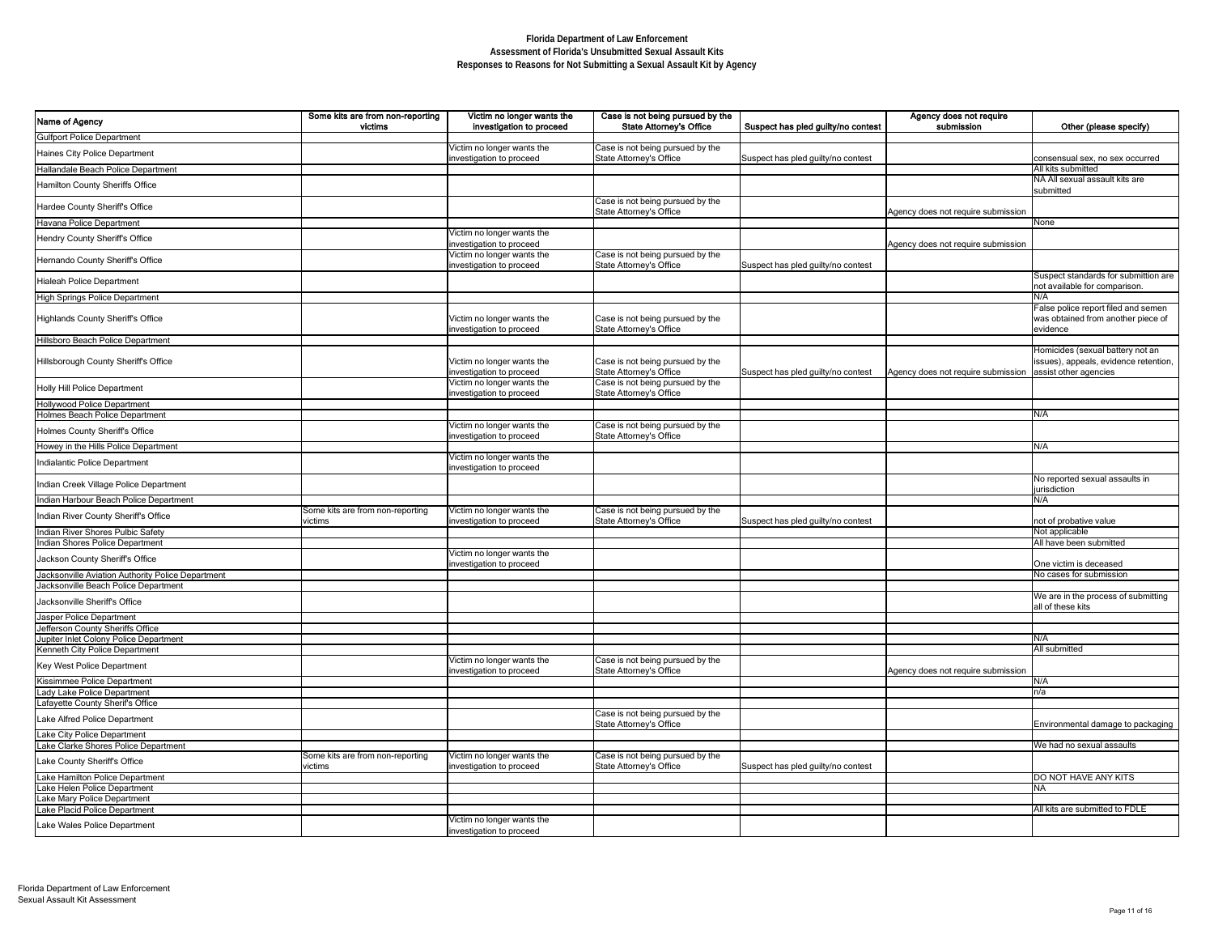**Florida Department of Law Enforcement**
**Assessment of Florida's Unsubmitted Sexual Assault Kits**
**Responses to Reasons for Not Submitting a Sexual Assault Kit by Agency**

| Name of Agency | Some kits are from non-reporting victims | Victim no longer wants the investigation to proceed | Case is not being pursued by the State Attorney's Office | Suspect has pled guilty/no contest | Agency does not require submission | Other (please specify) |
|---|---|---|---|---|---|---|
| Gulfport Police Department | | | | | | |
| Haines City Police Department | | Victim no longer wants the investigation to proceed | Case is not being pursued by the State Attorney's Office | Suspect has pled guilty/no contest | | consensual sex, no sex occurred |
| Hallandale Beach Police Department | | | | | | All kits submitted |
| Hamilton County Sheriffs Office | | | | | | NA All sexual assault kits are submitted |
| Hardee County Sheriff's Office | | | Case is not being pursued by the State Attorney's Office | | Agency does not require submission | |
| Havana Police Department | | | | | | None |
| Hendry County Sheriff's Office | | Victim no longer wants the investigation to proceed | | | Agency does not require submission | |
| Hernando County Sheriff's Office | | Victim no longer wants the investigation to proceed | Case is not being pursued by the State Attorney's Office | Suspect has pled guilty/no contest | | |
| Hialeah Police Department | | | | | | Suspect standards for submittion are not available for comparison. |
| High Springs Police Department | | | | | | N/A |
| Highlands County Sheriff's Office | | Victim no longer wants the investigation to proceed | Case is not being pursued by the State Attorney's Office | | | False police report filed and semen was obtained from another piece of evidence |
| Hillsboro Beach Police Department | | | | | | |
| Hillsborough County Sheriff's Office | | Victim no longer wants the investigation to proceed | Case is not being pursued by the State Attorney's Office | Suspect has pled guilty/no contest | Agency does not require submission | Homicides (sexual battery not an issues), appeals, evidence retention, assist other agencies |
| Holly Hill Police Department | | Victim no longer wants the investigation to proceed | Case is not being pursued by the State Attorney's Office | | | |
| Hollywood Police Department | | | | | | |
| Holmes Beach Police Department | | | | | | N/A |
| Holmes County Sheriff's Office | | Victim no longer wants the investigation to proceed | Case is not being pursued by the State Attorney's Office | | | |
| Howey in the Hills Police Department | | | | | | N/A |
| Indialantic Police Department | | Victim no longer wants the investigation to proceed | | | | |
| Indian Creek Village Police Department | | | | | | No reported sexual assaults in jurisdiction |
| Indian Harbour Beach Police Department | | | | | | N/A |
| Indian River County Sheriff's Office | Some kits are from non-reporting victims | Victim no longer wants the investigation to proceed | Case is not being pursued by the State Attorney's Office | Suspect has pled guilty/no contest | | not of probative value |
| Indian River Shores Pulbic Safety | | | | | | Not applicable |
| Indian Shores Police Department | | | | | | All have been submitted |
| Jackson County Sheriff's Office | | Victim no longer wants the investigation to proceed | | | | One victim is deceased |
| Jacksonville Aviation Authority Police Department | | | | | | No cases for submission |
| Jacksonville Beach Police Department | | | | | | |
| Jacksonville Sheriff's Office | | | | | | We are in the process of submitting all of these kits |
| Jasper Police Department | | | | | | |
| Jefferson County Sheriffs Office | | | | | | |
| Jupiter Inlet Colony Police Department | | | | | | N/A |
| Kenneth City Police Department | | | | | | All submitted |
| Key West Police Department | | Victim no longer wants the investigation to proceed | Case is not being pursued by the State Attorney's Office | | Agency does not require submission | |
| Kissimmee Police Department | | | | | | N/A |
| Lady Lake Police Department | | | | | | n/a |
| Lafayette County Sherif's Office | | | | | | |
| Lake Alfred Police Department | | | Case is not being pursued by the State Attorney's Office | | | Environmental damage to packaging |
| Lake City Police Department | | | | | | |
| Lake Clarke Shores Police Department | | | | | | We had no sexual assaults |
| Lake County Sheriff's Office | Some kits are from non-reporting victims | Victim no longer wants the investigation to proceed | Case is not being pursued by the State Attorney's Office | Suspect has pled guilty/no contest | | |
| Lake Hamilton Police Department | | | | | | DO NOT HAVE ANY KITS |
| Lake Helen Police Department | | | | | | NA |
| Lake Mary Police Department | | | | | | |
| Lake Placid Police Department | | | | | | All kits are submitted to FDLE |
| Lake Wales Police Department | | Victim no longer wants the investigation to proceed | | | | |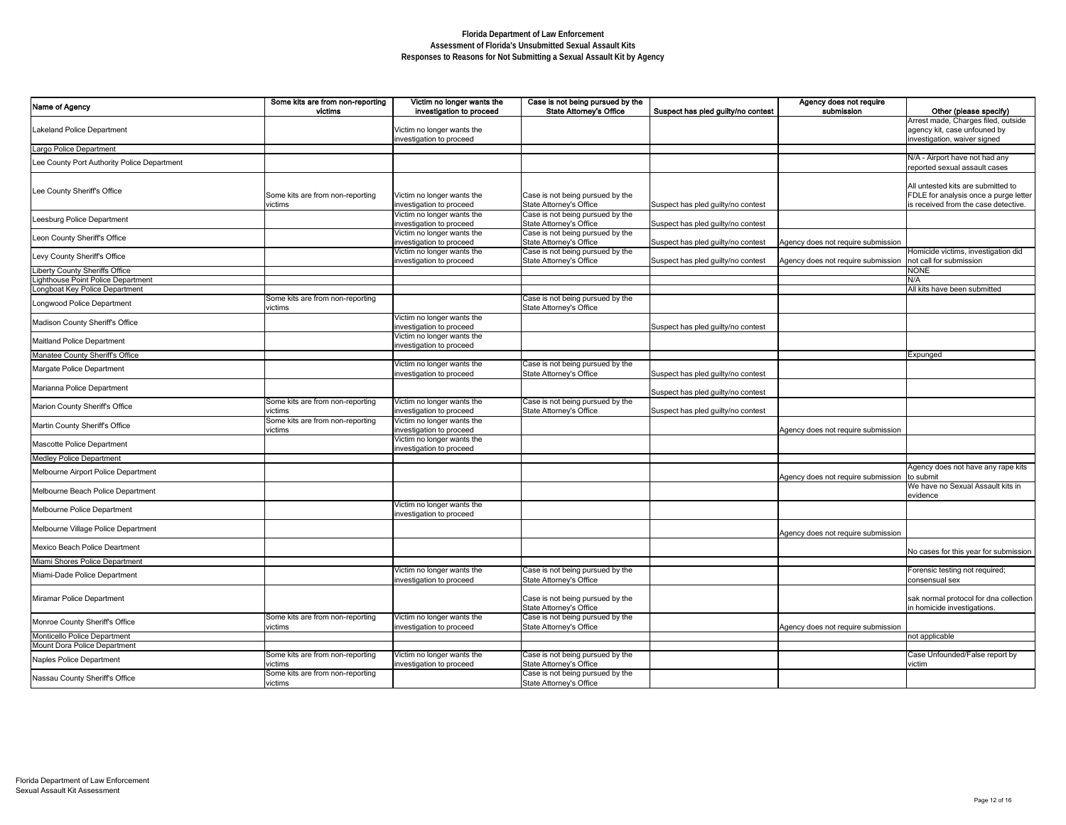**Florida Department of Law Enforcement**
**Assessment of Florida's Unsubmitted Sexual Assault Kits**
**Responses to Reasons for Not Submitting a Sexual Assault Kit by Agency**

| Name of Agency | Some kits are from non-reporting victims | Victim no longer wants the investigation to proceed | Case is not being pursued by the State Attorney's Office | Suspect has pled guilty/no contest | Agency does not require submission | Other (please specify) |
|---|---|---|---|---|---|---|
| Lakeland Police Department | | Victim no longer wants the investigation to proceed | | | | Arrest made, Charges filed, outside agency kit, case unfounded by investigation, waiver signed |
| Largo Police Department | | | | | | |
| Lee County Port Authority Police Department | | | | | | N/A - Airport have not had any reported sexual assault cases |
| Lee County Sheriff's Office | Some kits are from non-reporting victims | Victim no longer wants the investigation to proceed | Case is not being pursued by the State Attorney's Office | Suspect has pled guilty/no contest | | All untested kits are submitted to FDLE for analysis once a purge letter is received from the case detective. |
| Leesburg Police Department | | Victim no longer wants the investigation to proceed | Case is not being pursued by the State Attorney's Office | Suspect has pled guilty/no contest | | |
| Leon County Sheriff's Office | | Victim no longer wants the investigation to proceed | Case is not being pursued by the State Attorney's Office | Suspect has pled guilty/no contest | Agency does not require submission | |
| Levy County Sheriff's Office | | Victim no longer wants the investigation to proceed | Case is not being pursued by the State Attorney's Office | Suspect has pled guilty/no contest | Agency does not require submission | Homicide victims, investigation did not call for submission |
| Liberty County Sheriffs Office | | | | | | NONE |
| Lighthouse Point Police Department | | | | | | N/A |
| Longboat Key Police Department | | | | | | All kits have been submitted |
| Longwood Police Department | Some kits are from non-reporting victims | | Case is not being pursued by the State Attorney's Office | | | |
| Madison County Sheriff's Office | | Victim no longer wants the investigation to proceed | | Suspect has pled guilty/no contest | | |
| Maitland Police Department | | Victim no longer wants the investigation to proceed | | | | |
| Manatee County Sheriff's Office | | | | | | Expunged |
| Margate Police Department | | Victim no longer wants the investigation to proceed | Case is not being pursued by the State Attorney's Office | Suspect has pled guilty/no contest | | |
| Marianna Police Department | | | | Suspect has pled guilty/no contest | | |
| Marion County Sheriff's Office | Some kits are from non-reporting victims | Victim no longer wants the investigation to proceed | Case is not being pursued by the State Attorney's Office | Suspect has pled guilty/no contest | | |
| Martin County Sheriff's Office | Some kits are from non-reporting victims | Victim no longer wants the investigation to proceed | | | Agency does not require submission | |
| Mascotte Police Department | | Victim no longer wants the investigation to proceed | | | | |
| Medley Police Department | | | | | | |
| Melbourne Airport Police Department | | | | | Agency does not require submission | Agency does not have any rape kits to submit |
| Melbourne Beach Police Department | | | | | | We have no Sexual Assault kits in evidence |
| Melbourne Police Department | | Victim no longer wants the investigation to proceed | | | | |
| Melbourne Village Police Department | | | | | Agency does not require submission | |
| Mexico Beach Police Deartment | | | | | | No cases for this year for submission |
| Miami Shores Police Department | | | | | | |
| Miami-Dade Police Department | | Victim no longer wants the investigation to proceed | Case is not being pursued by the State Attorney's Office | | | Forensic testing not required; consensual sex |
| Miramar Police Department | | | Case is not being pursued by the State Attorney's Office | | | sak normal protocol for dna collection in homicide investigations. |
| Monroe County Sheriff's Office | Some kits are from non-reporting victims | Victim no longer wants the investigation to proceed | Case is not being pursued by the State Attorney's Office | | Agency does not require submission | |
| Monticello Police Department | | | | | | not applicable |
| Mount Dora Police Department | | | | | | |
| Naples Police Department | Some kits are from non-reporting victims | Victim no longer wants the investigation to proceed | Case is not being pursued by the State Attorney's Office | | | Case Unfounded/False report by victim |
| Nassau County Sheriff's Office | Some kits are from non-reporting victims | | Case is not being pursued by the State Attorney's Office | | | |

Florida Department of Law Enforcement
Sexual Assault Kit Assessment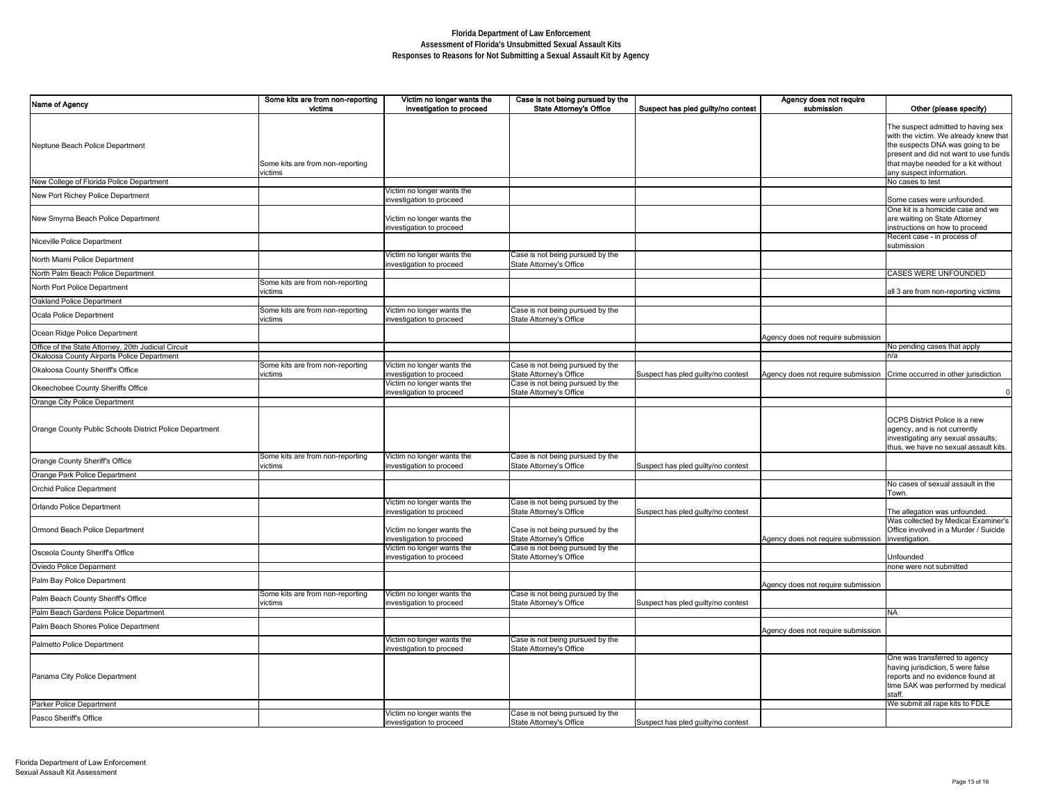# Florida Department of Law Enforcement
## Assessment of Florida's Unsubmitted Sexual Assault Kits
### Responses to Reasons for Not Submitting a Sexual Assault Kit by Agency

| Name of Agency | Some kits are from non-reporting victims | Victim no longer wants the investigation to proceed | Case is not being pursued by the State Attorney's Office | Suspect has pled guilty/no contest | Agency does not require submission | Other (please specify) |
|---|---|---|---|---|---|---|
| Neptune Beach Police Department | Some kits are from non-reporting victims | | | | | The suspect admitted to having sex with the victim. We already knew that the suspects DNA was going to be present and did not want to use funds that maybe needed for a kit without any suspect information. |
| New College of Florida Police Department | | | | | | No cases to test |
| New Port Richey Police Department | | Victim no longer wants the investigation to proceed | | | | Some cases were unfounded. |
| New Smyrna Beach Police Department | | Victim no longer wants the investigation to proceed | | | | One kit is a homicide case and we are waiting on State Attorney instructions on how to proceed |
| Niceville Police Department | | | | | | Recent case - in process of submission |
| North Miami Police Department | | Victim no longer wants the investigation to proceed | Case is not being pursued by the State Attorney's Office | | | |
| North Palm Beach Police Department | | | | | | CASES WERE UNFOUNDED |
| North Port Police Department | Some kits are from non-reporting victims | | | | | all 3 are from non-reporting victims |
| Oakland Police Department | | | | | | |
| Ocala Police Department | Some kits are from non-reporting victims | Victim no longer wants the investigation to proceed | Case is not being pursued by the State Attorney's Office | | | |
| Ocean Ridge Police Department | | | | | Agency does not require submission | |
| Office of the State Attorney, 20th Judicial Circuit | | | | | | No pending cases that apply |
| Okaloosa County Airports Police Department | | | | | | n/a |
| Okaloosa County Sheriff's Office | Some kits are from non-reporting victims | Victim no longer wants the investigation to proceed | Case is not being pursued by the State Attorney's Office | Suspect has pled guilty/no contest | Agency does not require submission | Crime occurred in other jurisdiction |
| Okeechobee County Sheriffs Office | | Victim no longer wants the investigation to proceed | Case is not being pursued by the State Attorney's Office | | | 0 |
| Orange City Police Department | | | | | | |
| Orange County Public Schools District Police Department | | | | | | OCPS District Police is a new agency, and is not currently investigating any sexual assaults; thus, we have no sexual assault kits. |
| Orange County Sheriff's Office | Some kits are from non-reporting victims | Victim no longer wants the investigation to proceed | Case is not being pursued by the State Attorney's Office | Suspect has pled guilty/no contest | | |
| Orange Park Police Department | | | | | | |
| Orchid Police Department | | | | | | No cases of sexual assault in the Town. |
| Orlando Police Department | | Victim no longer wants the investigation to proceed | Case is not being pursued by the State Attorney's Office | Suspect has pled guilty/no contest | | The allegation was unfounded. |
| Ormond Beach Police Department | | Victim no longer wants the investigation to proceed | Case is not being pursued by the State Attorney's Office | | Agency does not require submission | Was collected by Medical Examiner's Office involved in a Murder / Suicide investigation. |
| Osceola County Sheriff's Office | | Victim no longer wants the investigation to proceed | Case is not being pursued by the State Attorney's Office | | | Unfounded |
| Oviedo Police Deparment | | | | | | none were not submitted |
| Palm Bay Police Department | | | | | Agency does not require submission | |
| Palm Beach County Sheriff's Office | Some kits are from non-reporting victims | Victim no longer wants the investigation to proceed | Case is not being pursued by the State Attorney's Office | Suspect has pled guilty/no contest | | |
| Palm Beach Gardens Police Department | | | | | | NA |
| Palm Beach Shores Police Department | | | | | Agency does not require submission | |
| Palmetto Police Department | | Victim no longer wants the investigation to proceed | Case is not being pursued by the State Attorney's Office | | | |
| Panama City Police Department | | | | | | One was transferred to agency having jurisdiction, 5 were false reports and no evidence found at time SAK was performed by medical staff. |
| Parker Police Department | | | | | | We submit all rape kits to FDLE |
| Pasco Sheriff's Office | | Victim no longer wants the investigation to proceed | Case is not being pursued by the State Attorney's Office | Suspect has pled guilty/no contest | | |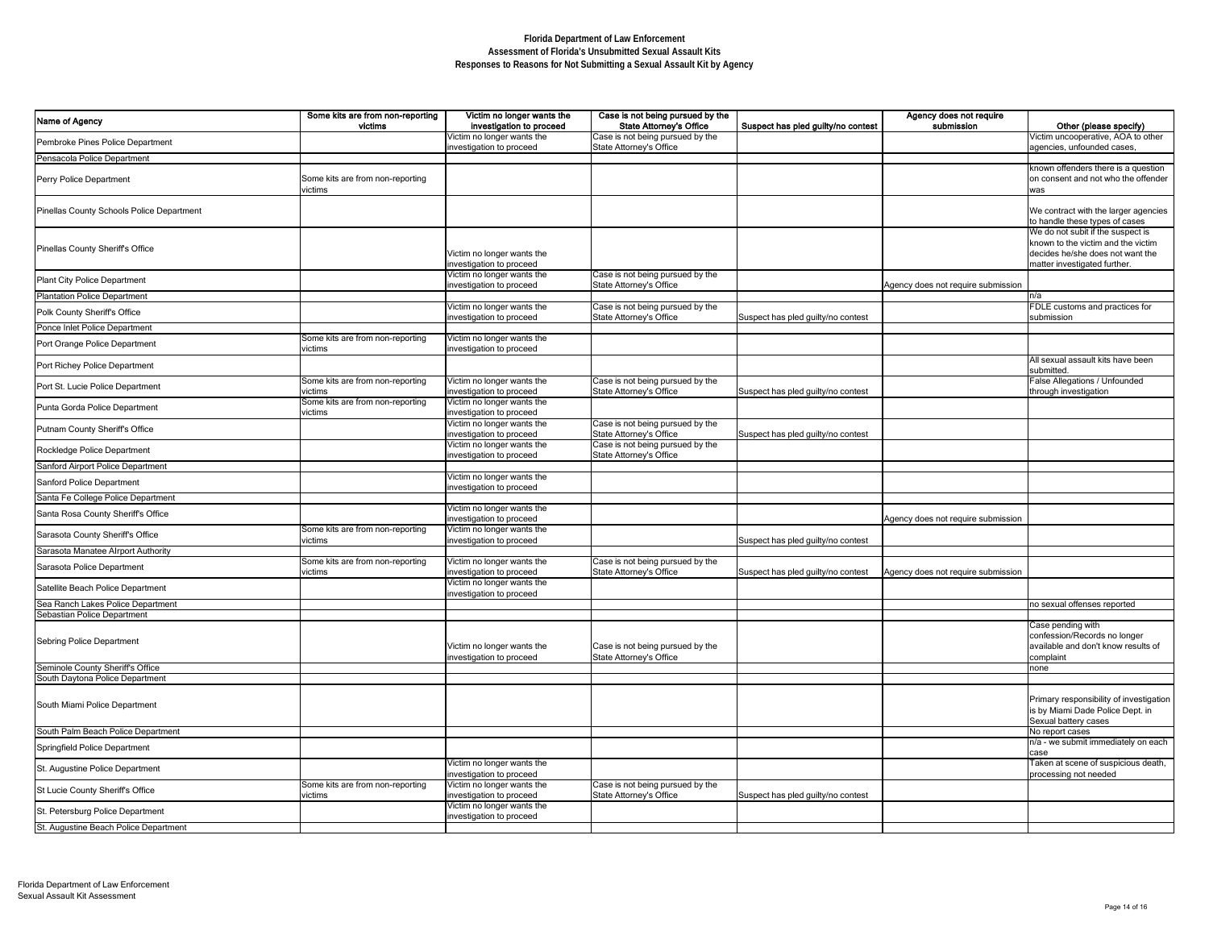**Florida Department of Law Enforcement**
**Assessment of Florida's Unsubmitted Sexual Assault Kits**
**Responses to Reasons for Not Submitting a Sexual Assault Kit by Agency**

| Name of Agency | Some kits are from non-reporting victims | Victim no longer wants the investigation to proceed | Case is not being pursued by the State Attorney's Office | Suspect has pled guilty/no contest | Agency does not require submission | Other (please specify) |
|---|---|---|---|---|---|---|
| Pembroke Pines Police Department | | Victim no longer wants the investigation to proceed | Case is not being pursued by the State Attorney's Office | | | Victim uncooperative, AOA to other agencies, unfounded cases, |
| Pensacola Police Department | | | | | | |
| Perry Police Department | Some kits are from non-reporting victims | | | | | known offenders there is a question on consent and not who the offender was |
| Pinellas County Schools Police Department | | | | | | We contract with the larger agencies to handle these types of cases |
| Pinellas County Sheriff's Office | | Victim no longer wants the investigation to proceed | | | | We do not subit if the suspect is known to the victim and the victim decides he/she does not want the matter investigated further. |
| Plant City Police Department | | Victim no longer wants the investigation to proceed | Case is not being pursued by the State Attorney's Office | | Agency does not require submission | |
| Plantation Police Department | | | | | | n/a |
| Polk County Sheriff's Office | | Victim no longer wants the investigation to proceed | Case is not being pursued by the State Attorney's Office | Suspect has pled guilty/no contest | | FDLE customs and practices for submission |
| Ponce Inlet Police Department | | | | | | |
| Port Orange Police Department | Some kits are from non-reporting victims | Victim no longer wants the investigation to proceed | | | | |
| Port Richey Police Department | | | | | | All sexual assault kits have been submitted. |
| Port St. Lucie Police Department | Some kits are from non-reporting victims | Victim no longer wants the investigation to proceed | Case is not being pursued by the State Attorney's Office | Suspect has pled guilty/no contest | | False Allegations / Unfounded through investigation |
| Punta Gorda Police Department | Some kits are from non-reporting victims | Victim no longer wants the investigation to proceed | | | | |
| Putnam County Sheriff's Office | | Victim no longer wants the investigation to proceed | Case is not being pursued by the State Attorney's Office | Suspect has pled guilty/no contest | | |
| Rockledge Police Department | | Victim no longer wants the investigation to proceed | Case is not being pursued by the State Attorney's Office | | | |
| Sanford Airport Police Department | | | | | | |
| Sanford Police Department | | Victim no longer wants the investigation to proceed | | | | |
| Santa Fe College Police Department | | | | | | |
| Santa Rosa County Sheriff's Office | | Victim no longer wants the investigation to proceed | | | Agency does not require submission | |
| Sarasota County Sheriff's Office | Some kits are from non-reporting victims | Victim no longer wants the investigation to proceed | | Suspect has pled guilty/no contest | | |
| Sarasota Manatee AIrport Authority | | | | | | |
| Sarasota Police Department | Some kits are from non-reporting victims | Victim no longer wants the investigation to proceed | Case is not being pursued by the State Attorney's Office | Suspect has pled guilty/no contest | Agency does not require submission | |
| Satellite Beach Police Department | | Victim no longer wants the investigation to proceed | | | | |
| Sea Ranch Lakes Police Department | | | | | | no sexual offenses reported |
| Sebastian Police Department | | | | | | |
| Sebring Police Department | | Victim no longer wants the investigation to proceed | Case is not being pursued by the State Attorney's Office | | | Case pending with confession/Records no longer available and don't know results of complaint |
| Seminole County Sheriff's Office | | | | | | none |
| South Daytona Police Department | | | | | | |
| South Miami Police Department | | | | | | Primary responsibility of investigation is by Miami Dade Police Dept. in Sexual battery cases |
| South Palm Beach Police Department | | | | | | No report cases |
| Springfield Police Department | | | | | | n/a - we submit immediately on each case |
| St. Augustine Police Department | | Victim no longer wants the investigation to proceed | | | | Taken at scene of suspicious death, processing not needed |
| St Lucie County Sheriff's Office | Some kits are from non-reporting victims | Victim no longer wants the investigation to proceed | Case is not being pursued by the State Attorney's Office | Suspect has pled guilty/no contest | | |
| St. Petersburg Police Department | | Victim no longer wants the investigation to proceed | | | | |
| St. Augustine Beach Police Department | | | | | | |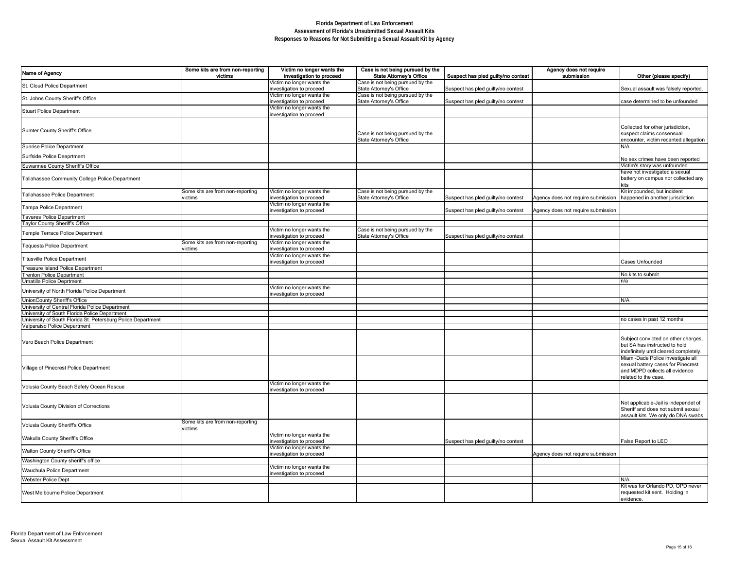**Florida Department of Law Enforcement**
**Assessment of Florida's Unsubmitted Sexual Assault Kits**
**Responses to Reasons for Not Submitting a Sexual Assault Kit by Agency**

| Name of Agency | Some kits are from non-reporting victims | Victim no longer wants the investigation to proceed | Case is not being pursued by the State Attorney's Office | Suspect has pled guilty/no contest | Agency does not require submission | Other (please specify) |
|---|---|---|---|---|---|---|
| St. Cloud Police Department | | Victim no longer wants the investigation to proceed | Case is not being pursued by the State Attorney's Office | Suspect has pled guilty/no contest | | Sexual assault was falsely reported. |
| St. Johns County Sheriff's Office | | Victim no longer wants the investigation to proceed | Case is not being pursued by the State Attorney's Office | Suspect has pled guilty/no contest | | case determined to be unfounded |
| Stuart Police Department | | Victim no longer wants the investigation to proceed | | | | |
| Sumter County Sheriff's Office | | | Case is not being pursued by the State Attorney's Office | | | Collected for other jurisdiction, suspect claims consensual encounter, victim recanted allegation |
| Sunrise Police Department | | | | | | N/A |
| Surfside Police Deaprtment | | | | | | No sex crimes have been reported |
| Suwannee County Sheriff's Office | | | | | | Victim's story was unfounded |
| Tallahassee Community College Police Department | | | | | | have not investigated a sexual battery on campus nor collected any kits |
| Tallahassee Police Department | Some kits are from non-reporting victims | Victim no longer wants the investigation to proceed | Case is not being pursued by the State Attorney's Office | Suspect has pled guilty/no contest | Agency does not require submission | Kit impounded, but incident happened in another jurisdiction |
| Tampa Police Department | | Victim no longer wants the investigation to proceed | | Suspect has pled guilty/no contest | Agency does not require submission | |
| Tavares Police Department | | | | | | |
| Taylor County Sheriff's Office | | | | | | |
| Temple Terrace Police Department | | Victim no longer wants the investigation to proceed | Case is not being pursued by the State Attorney's Office | Suspect has pled guilty/no contest | | |
| Tequesta Police Department | Some kits are from non-reporting victims | Victim no longer wants the investigation to proceed | | | | |
| Titusville Police Department | | Victim no longer wants the investigation to proceed | | | | Cases Unfounded |
| Treasure Island Police Department | | | | | | |
| Trenton Police Department | | | | | | No kits to submit |
| Umatilla Police Deprtment | | | | | | n/a |
| University of North Florida Police Department | | Victim no longer wants the investigation to proceed | | | | |
| UnionCounty Sheriff's Office | | | | | | N/A |
| University of Central Florida Police Department | | | | | | |
| University of South Florida Police Department | | | | | | |
| University of South Florida St. Petersburg Police Department | | | | | | no cases in past 12 months |
| Valparaiso Police Department | | | | | | |
| Vero Beach Police Department | | | | | | Subject convicted on other charges, but SA has instructed to hold indefinitely until cleared completely. |
| Village of Pinecrest Police Department | | | | | | Miami-Dade Police investigate all sexual battery cases for Pinecrest and MDPD collects all evidence related to the case. |
| Volusia County Beach Safety Ocean Rescue | | Victim no longer wants the investigation to proceed | | | | |
| Volusia County Division of Corrections | | | | | | Not applicable-Jail is independet of Sheriff and does not submit sexaul assault kits. We only do DNA swabs. |
| Volusia County Sheriff's Office | Some kits are from non-reporting victims | | | | | |
| Wakulla County Sheriff's Office | | Victim no longer wants the investigation to proceed | | Suspect has pled guilty/no contest | | False Report to LEO |
| Walton County Sheriff's Office | | Victim no longer wants the investigation to proceed | | | Agency does not require submission | |
| Washington County sheriff's office | | | | | | |
| Wauchula Police Department | | Victim no longer wants the investigation to proceed | | | | |
| Webster Police Dept | | | | | | N/A |
| West Melbourne Police Department | | | | | | Kit was for Orlando PD, OPD never requested kit sent. Holding in evidence. |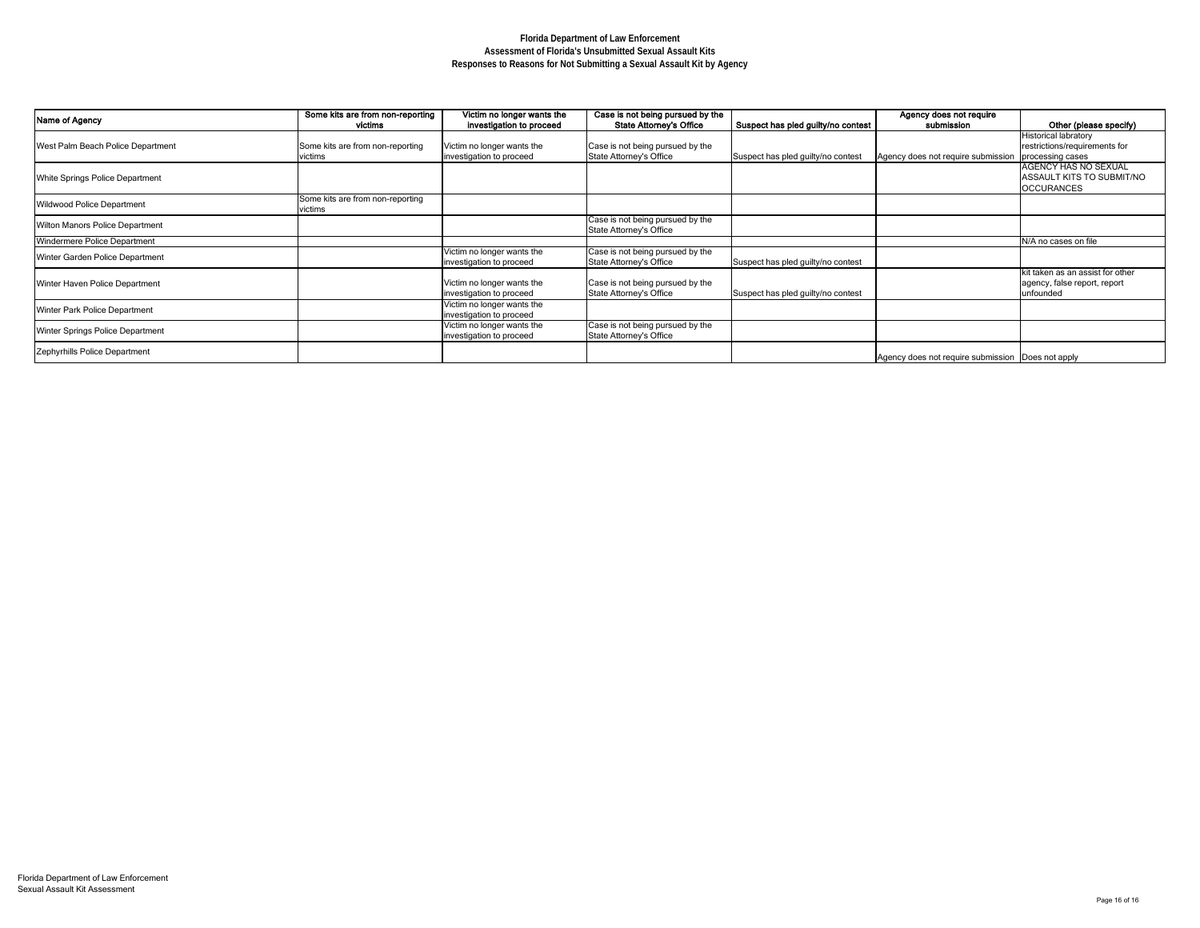# Florida Department of Law Enforcement
## Assessment of Florida's Unsubmitted Sexual Assault Kits
### Responses to Reasons for Not Submitting a Sexual Assault Kit by Agency

| Name of Agency | Some kits are from non-reporting victims | Victim no longer wants the investigation to proceed | Case is not being pursued by the State Attorney's Office | Suspect has pled guilty/no contest | Agency does not require submission | Other (please specify) |
|---|---|---|---|---|---|---|
| West Palm Beach Police Department | Some kits are from non-reporting victims | Victim no longer wants the investigation to proceed | Case is not being pursued by the State Attorney's Office | Suspect has pled guilty/no contest | Agency does not require submission | Historical labratory restrictions/requirements for processing cases |
| White Springs Police Department | | | | | | AGENCY HAS NO SEXUAL ASSAULT KITS TO SUBMIT/NO OCCURANCES |
| Wildwood Police Department | Some kits are from non-reporting victims | | | | | |
| Wilton Manors Police Department | | | Case is not being pursued by the State Attorney's Office | | | |
| Windermere Police Department | | | | | | N/A no cases on file |
| Winter Garden Police Department | | Victim no longer wants the investigation to proceed | Case is not being pursued by the State Attorney's Office | Suspect has pled guilty/no contest | | |
| Winter Haven Police Department | | Victim no longer wants the investigation to proceed | Case is not being pursued by the State Attorney's Office | Suspect has pled guilty/no contest | | kit taken as an assist for other agency, false report, report unfounded |
| Winter Park Police Department | | Victim no longer wants the investigation to proceed | | | | |
| Winter Springs Police Department | | Victim no longer wants the investigation to proceed | Case is not being pursued by the State Attorney's Office | | | |
| Zephyrhills Police Department | | | | | Agency does not require submission | Does not apply |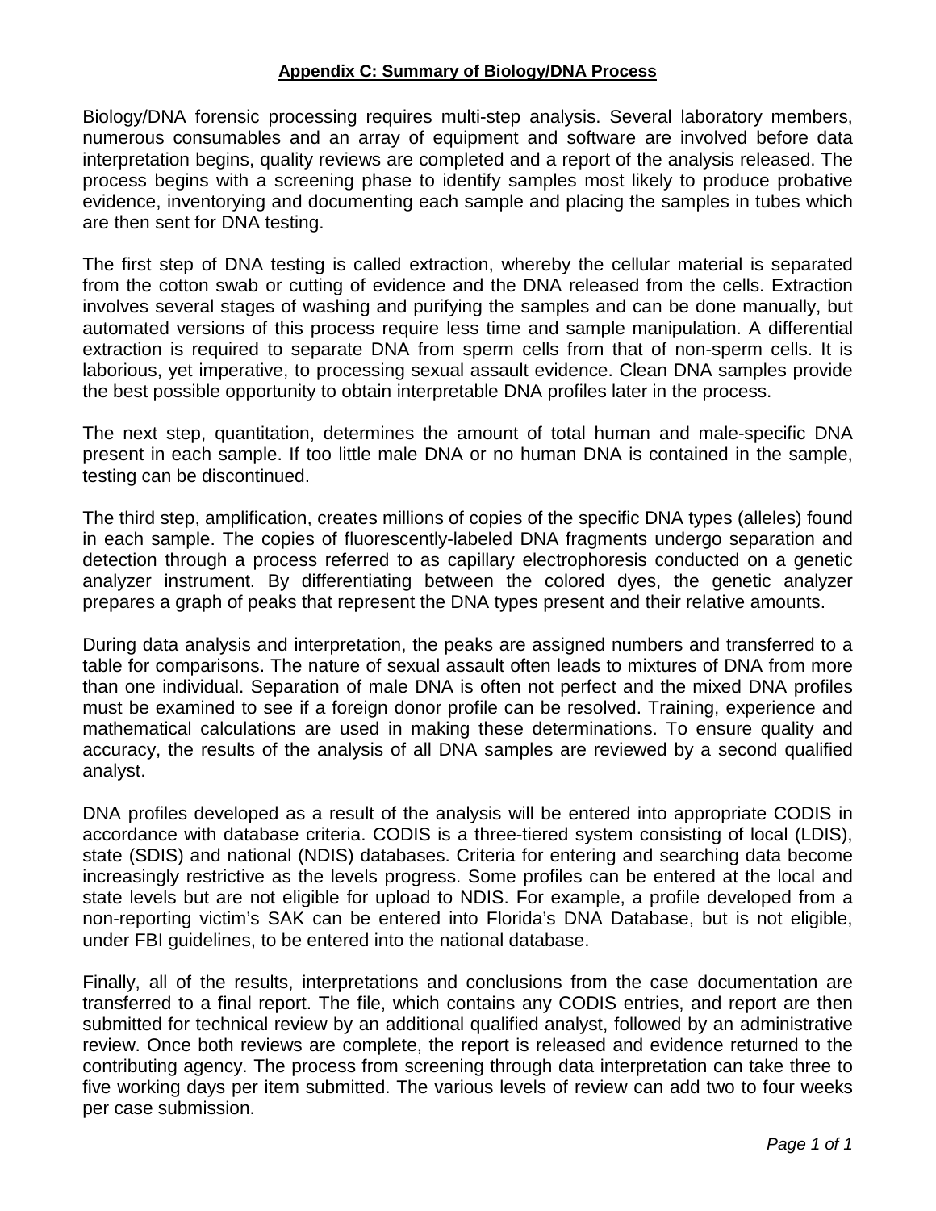## **Appendix C: Summary of Biology/DNA Process**

Biology/DNA forensic processing requires multi-step analysis. Several laboratory members, numerous consumables and an array of equipment and software are involved before data interpretation begins, quality reviews are completed and a report of the analysis released. The process begins with a screening phase to identify samples most likely to produce probative evidence, inventorying and documenting each sample and placing the samples in tubes which are then sent for DNA testing.

The first step of DNA testing is called extraction, whereby the cellular material is separated from the cotton swab or cutting of evidence and the DNA released from the cells. Extraction involves several stages of washing and purifying the samples and can be done manually, but automated versions of this process require less time and sample manipulation. A differential extraction is required to separate DNA from sperm cells from that of non-sperm cells. It is laborious, yet imperative, to processing sexual assault evidence. Clean DNA samples provide the best possible opportunity to obtain interpretable DNA profiles later in the process.

The next step, quantitation, determines the amount of total human and male-specific DNA present in each sample. If too little male DNA or no human DNA is contained in the sample, testing can be discontinued.

The third step, amplification, creates millions of copies of the specific DNA types (alleles) found in each sample. The copies of fluorescently-labeled DNA fragments undergo separation and detection through a process referred to as capillary electrophoresis conducted on a genetic analyzer instrument. By differentiating between the colored dyes, the genetic analyzer prepares a graph of peaks that represent the DNA types present and their relative amounts.

During data analysis and interpretation, the peaks are assigned numbers and transferred to a table for comparisons. The nature of sexual assault often leads to mixtures of DNA from more than one individual. Separation of male DNA is often not perfect and the mixed DNA profiles must be examined to see if a foreign donor profile can be resolved. Training, experience and mathematical calculations are used in making these determinations. To ensure quality and accuracy, the results of the analysis of all DNA samples are reviewed by a second qualified analyst.

DNA profiles developed as a result of the analysis will be entered into appropriate CODIS in accordance with database criteria. CODIS is a three-tiered system consisting of local (LDIS), state (SDIS) and national (NDIS) databases. Criteria for entering and searching data become increasingly restrictive as the levels progress. Some profiles can be entered at the local and state levels but are not eligible for upload to NDIS. For example, a profile developed from a non-reporting victim's SAK can be entered into Florida's DNA Database, but is not eligible, under FBI guidelines, to be entered into the national database.

Finally, all of the results, interpretations and conclusions from the case documentation are transferred to a final report. The file, which contains any CODIS entries, and report are then submitted for technical review by an additional qualified analyst, followed by an administrative review. Once both reviews are complete, the report is released and evidence returned to the contributing agency. The process from screening through data interpretation can take three to five working days per item submitted. The various levels of review can add two to four weeks per case submission.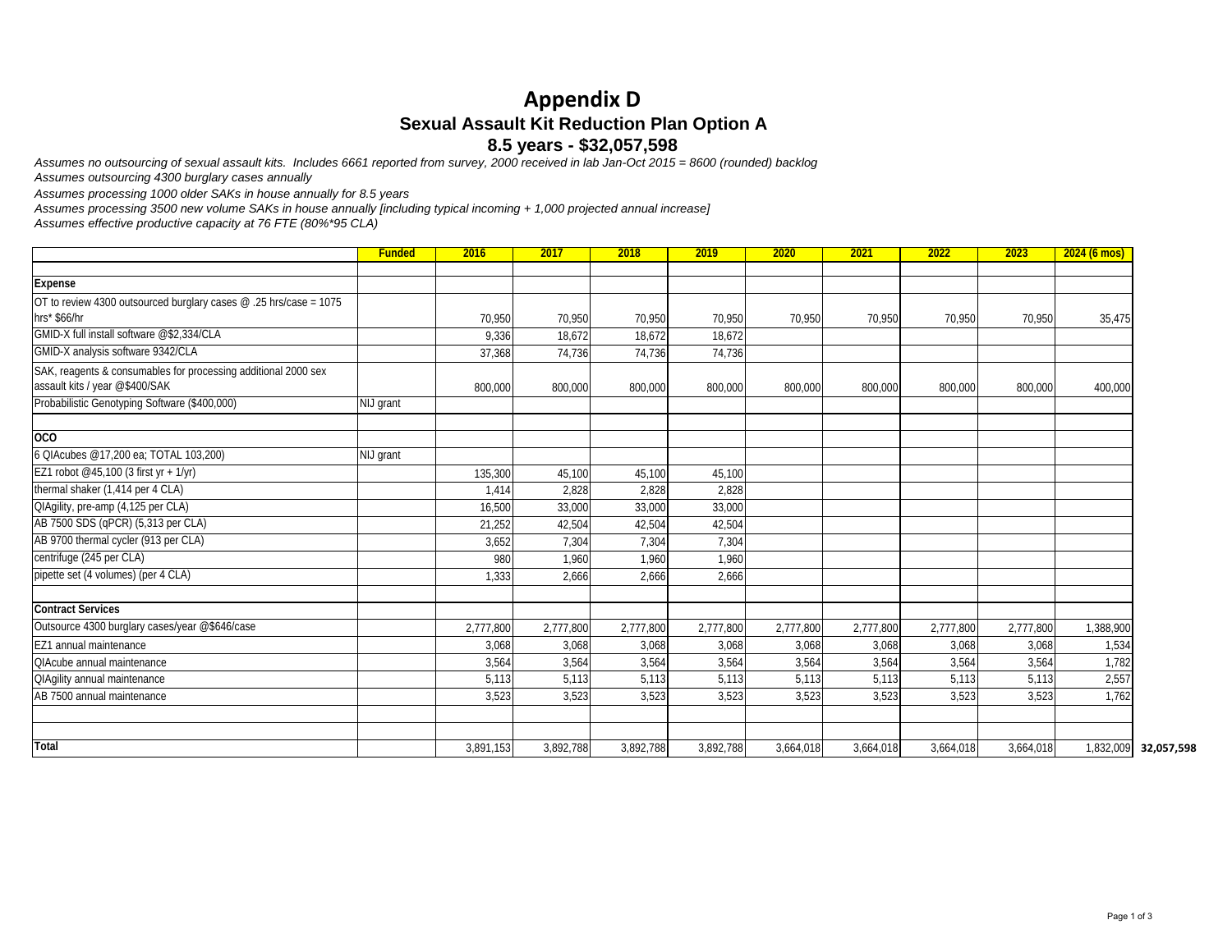# Appendix D

## Sexual Assault Kit Reduction Plan Option A

### 8.5 years - $32,057,598

*Assumes no outsourcing of sexual assault kits. Includes 6661 reported from survey, 2000 received in lab Jan-Oct 2015 = 8600 (rounded) backlog*

*Assumes outsourcing 4300 burglary cases annually*

*Assumes processing 1000 older SAKs in house annually for 8.5 years*

*Assumes processing 3500 new volume SAKs in house annually [including typical incoming + 1,000 projected annual increase]*

*Assumes effective productive capacity at 76 FTE (80%*95 CLA)*

| | Funded | 2016 | 2017 | 2018 | 2019 | 2020 | 2021 | 2022 | 2023 | 2024 (6 mos) | |
|---|---|---|---|---|---|---|---|---|---|---|---|
| **Expense** | | | | | | | | | | | |
| OT to review 4300 outsourced burglary cases @ .25 hrs/case = 1075 hrs* $66/hr | | 70,950 | 70,950 | 70,950 | 70,950 | 70,950 | 70,950 | 70,950 | 70,950 | 35,475 | |
| GMID-X full install software @$2,334/CLA | | 9,336 | 18,672 | 18,672 | 18,672 | | | | | | |
| GMID-X analysis software 9342/CLA | | 37,368 | 74,736 | 74,736 | 74,736 | | | | | | |
| SAK, reagents & consumables for processing additional 2000 sex assault kits / year @$400/SAK | | 800,000 | 800,000 | 800,000 | 800,000 | 800,000 | 800,000 | 800,000 | 800,000 | 400,000 | |
| Probabilistic Genotyping Software ($400,000) | NIJ grant | | | | | | | | | | |
| **OCO** | | | | | | | | | | | |
| 6 QIAcubes @17,200 ea; TOTAL 103,200) | NIJ grant | | | | | | | | | | |
| EZ1 robot @45,100 (3 first yr + 1/yr) | | 135,300 | 45,100 | 45,100 | 45,100 | | | | | | |
| thermal shaker (1,414 per 4 CLA) | | 1,414 | 2,828 | 2,828 | 2,828 | | | | | | |
| QIAgility, pre-amp (4,125 per CLA) | | 16,500 | 33,000 | 33,000 | 33,000 | | | | | | |
| AB 7500 SDS (qPCR) (5,313 per CLA) | | 21,252 | 42,504 | 42,504 | 42,504 | | | | | | |
| AB 9700 thermal cycler (913 per CLA) | | 3,652 | 7,304 | 7,304 | 7,304 | | | | | | |
| centrifuge (245 per CLA) | | 980 | 1,960 | 1,960 | 1,960 | | | | | | |
| pipette set (4 volumes) (per 4 CLA) | | 1,333 | 2,666 | 2,666 | 2,666 | | | | | | |
| **Contract Services** | | | | | | | | | | | |
| Outsource 4300 burglary cases/year @$646/case | | 2,777,800 | 2,777,800 | 2,777,800 | 2,777,800 | 2,777,800 | 2,777,800 | 2,777,800 | 2,777,800 | 1,388,900 | |
| EZ1 annual maintenance | | 3,068 | 3,068 | 3,068 | 3,068 | 3,068 | 3,068 | 3,068 | 3,068 | 1,534 | |
| QIAcube annual maintenance | | 3,564 | 3,564 | 3,564 | 3,564 | 3,564 | 3,564 | 3,564 | 3,564 | 1,782 | |
| QIAgility annual maintenance | | 5,113 | 5,113 | 5,113 | 5,113 | 5,113 | 5,113 | 5,113 | 5,113 | 2,557 | |
| AB 7500 annual maintenance | | 3,523 | 3,523 | 3,523 | 3,523 | 3,523 | 3,523 | 3,523 | 3,523 | 1,762 | |
| **Total** | | 3,891,153 | 3,892,788 | 3,892,788 | 3,892,788 | 3,664,018 | 3,664,018 | 3,664,018 | 3,664,018 | 1,832,009 | **32,057,598** |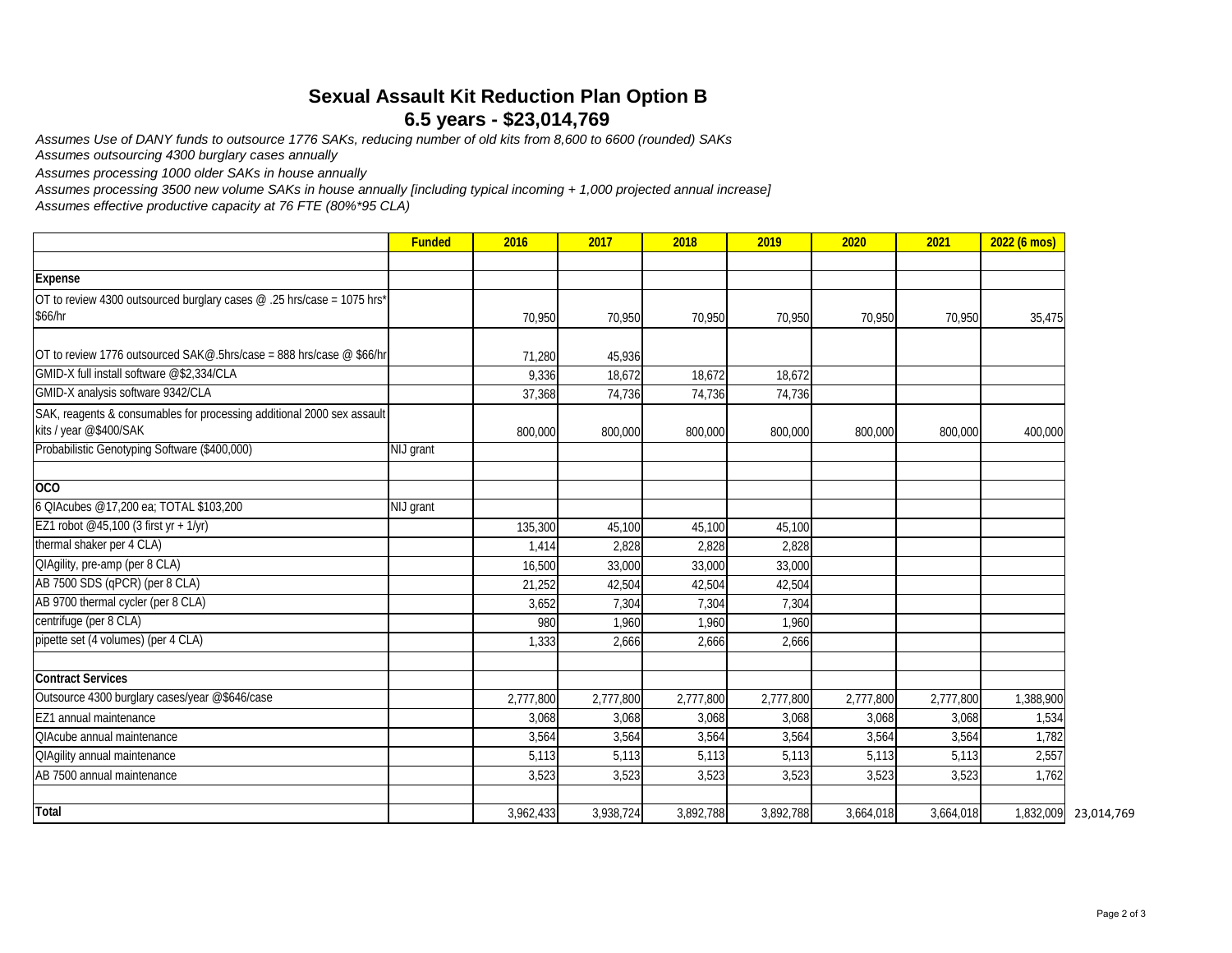# Sexual Assault Kit Reduction Plan Option B

## 6.5 years - $23,014,769

*Assumes Use of DANY funds to outsource 1776 SAKs, reducing number of old kits from 8,600 to 6600 (rounded) SAKs*
*Assumes outsourcing 4300 burglary cases annually*
*Assumes processing 1000 older SAKs in house annually*
*Assumes processing 3500 new volume SAKs in house annually [including typical incoming + 1,000 projected annual increase]*
*Assumes effective productive capacity at 76 FTE (80%*95 CLA)*

| | Funded | 2016 | 2017 | 2018 | 2019 | 2020 | 2021 | 2022 (6 mos) | |
|---|---|---|---|---|---|---|---|---|---|
| | | | | | | | | | |
| **Expense** | | | | | | | | | |
| OT to review 4300 outsourced burglary cases @ .25 hrs/case = 1075 hrs* $66/hr | | 70,950 | 70,950 | 70,950 | 70,950 | 70,950 | 70,950 | 35,475 | |
| OT to review 1776 outsourced SAK@.5hrs/case = 888 hrs/case @ $66/hr | | 71,280 | 45,936 | | | | | | |
| GMID-X full install software @$2,334/CLA | | 9,336 | 18,672 | 18,672 | 18,672 | | | | |
| GMID-X analysis software 9342/CLA | | 37,368 | 74,736 | 74,736 | 74,736 | | | | |
| SAK, reagents & consumables for processing additional 2000 sex assault kits / year @$400/SAK | | 800,000 | 800,000 | 800,000 | 800,000 | 800,000 | 800,000 | 400,000 | |
| Probabilistic Genotyping Software ($400,000) | NIJ grant | | | | | | | | |
| | | | | | | | | | |
| **OCO** | | | | | | | | | |
| 6 QIAcubes @17,200 ea; TOTAL $103,200 | NIJ grant | | | | | | | | |
| EZ1 robot @45,100 (3 first yr + 1/yr) | | 135,300 | 45,100 | 45,100 | 45,100 | | | | |
| thermal shaker per 4 CLA) | | 1,414 | 2,828 | 2,828 | 2,828 | | | | |
| QIAgility, pre-amp (per 8 CLA) | | 16,500 | 33,000 | 33,000 | 33,000 | | | | |
| AB 7500 SDS (qPCR) (per 8 CLA) | | 21,252 | 42,504 | 42,504 | 42,504 | | | | |
| AB 9700 thermal cycler (per 8 CLA) | | 3,652 | 7,304 | 7,304 | 7,304 | | | | |
| centrifuge (per 8 CLA) | | 980 | 1,960 | 1,960 | 1,960 | | | | |
| pipette set (4 volumes) (per 4 CLA) | | 1,333 | 2,666 | 2,666 | 2,666 | | | | |
| | | | | | | | | | |
| **Contract Services** | | | | | | | | | |
| Outsource 4300 burglary cases/year @$646/case | | 2,777,800 | 2,777,800 | 2,777,800 | 2,777,800 | 2,777,800 | 2,777,800 | 1,388,900 | |
| EZ1 annual maintenance | | 3,068 | 3,068 | 3,068 | 3,068 | 3,068 | 3,068 | 1,534 | |
| QIAcube annual maintenance | | 3,564 | 3,564 | 3,564 | 3,564 | 3,564 | 3,564 | 1,782 | |
| QIAgility annual maintenance | | 5,113 | 5,113 | 5,113 | 5,113 | 5,113 | 5,113 | 2,557 | |
| AB 7500 annual maintenance | | 3,523 | 3,523 | 3,523 | 3,523 | 3,523 | 3,523 | 1,762 | |
| | | | | | | | | | |
| **Total** | | 3,962,433 | 3,938,724 | 3,892,788 | 3,892,788 | 3,664,018 | 3,664,018 | 1,832,009 | 23,014,769 |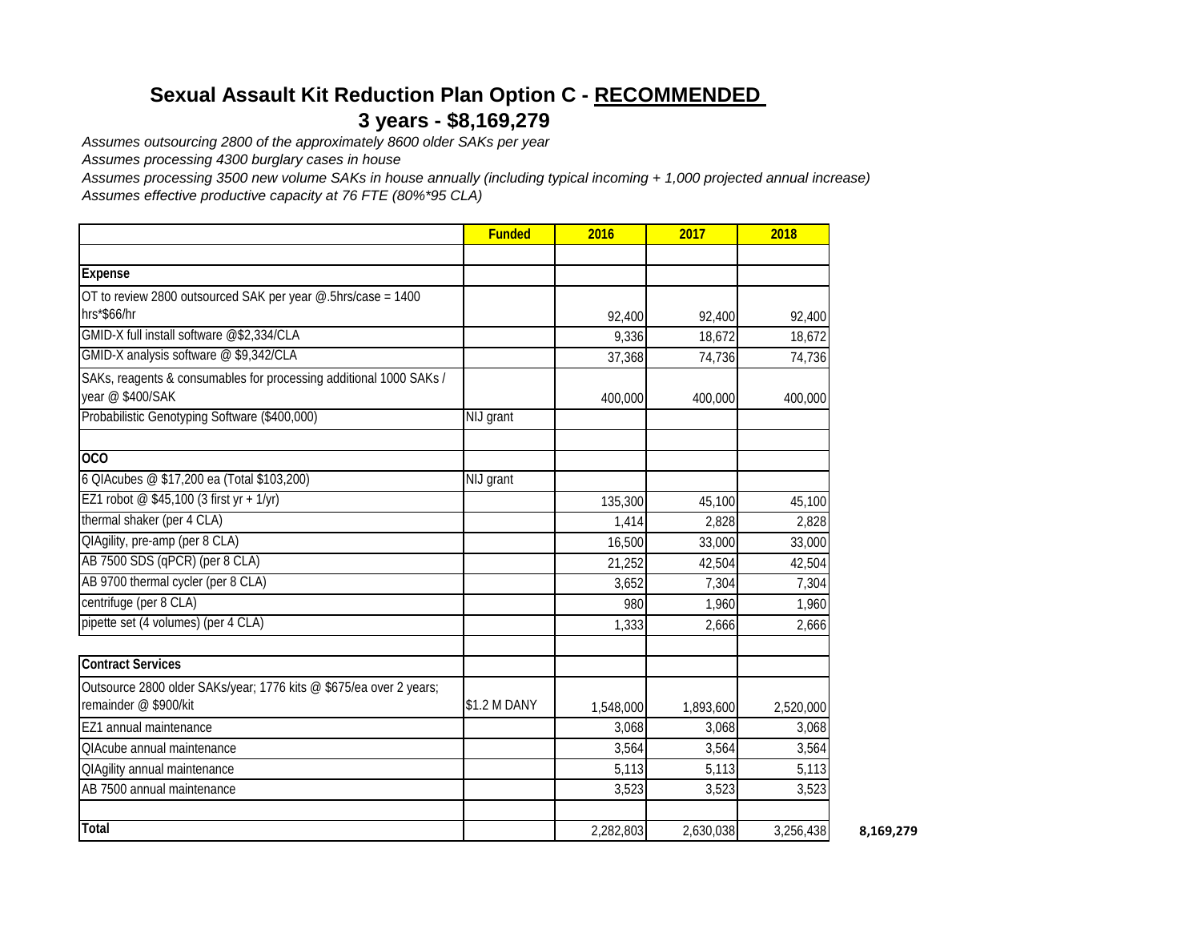# Sexual Assault Kit Reduction Plan Option C - RECOMMENDED

## 3 years - $8,169,279

*Assumes outsourcing 2800 of the approximately 8600 older SAKs per year*
*Assumes processing 4300 burglary cases in house*
*Assumes processing 3500 new volume SAKs in house annually (including typical incoming + 1,000 projected annual increase)*
*Assumes effective productive capacity at 76 FTE (80%*95 CLA)*

| | Funded | 2016 | 2017 | 2018 | |
|---|---|---|---|---|---|
| | | | | | |
| **Expense** | | | | | |
| OT to review 2800 outsourced SAK per year @.5hrs/case = 1400 hrs*$66/hr | | 92,400 | 92,400 | 92,400 | |
| GMID-X full install software @$2,334/CLA | | 9,336 | 18,672 | 18,672 | |
| GMID-X analysis software @ $9,342/CLA | | 37,368 | 74,736 | 74,736 | |
| SAKs, reagents & consumables for processing additional 1000 SAKs / year @ $400/SAK | | 400,000 | 400,000 | 400,000 | |
| Probabilistic Genotyping Software ($400,000) | NIJ grant | | | | |
| | | | | | |
| **OCO** | | | | | |
| 6 QIAcubes @ $17,200 ea (Total $103,200) | NIJ grant | | | | |
| EZ1 robot @ $45,100 (3 first yr + 1/yr) | | 135,300 | 45,100 | 45,100 | |
| thermal shaker (per 4 CLA) | | 1,414 | 2,828 | 2,828 | |
| QIAgility, pre-amp (per 8 CLA) | | 16,500 | 33,000 | 33,000 | |
| AB 7500 SDS (qPCR) (per 8 CLA) | | 21,252 | 42,504 | 42,504 | |
| AB 9700 thermal cycler (per 8 CLA) | | 3,652 | 7,304 | 7,304 | |
| centrifuge (per 8 CLA) | | 980 | 1,960 | 1,960 | |
| pipette set (4 volumes) (per 4 CLA) | | 1,333 | 2,666 | 2,666 | |
| | | | | | |
| **Contract Services** | | | | | |
| Outsource 2800 older SAKs/year; 1776 kits @ $675/ea over 2 years; remainder @ $900/kit | $1.2 M DANY | 1,548,000 | 1,893,600 | 2,520,000 | |
| EZ1 annual maintenance | | 3,068 | 3,068 | 3,068 | |
| QIAcube annual maintenance | | 3,564 | 3,564 | 3,564 | |
| QIAgility annual maintenance | | 5,113 | 5,113 | 5,113 | |
| AB 7500 annual maintenance | | 3,523 | 3,523 | 3,523 | |
| | | | | | |
| **Total** | | 2,282,803 | 2,630,038 | 3,256,438 | **8,169,279** |